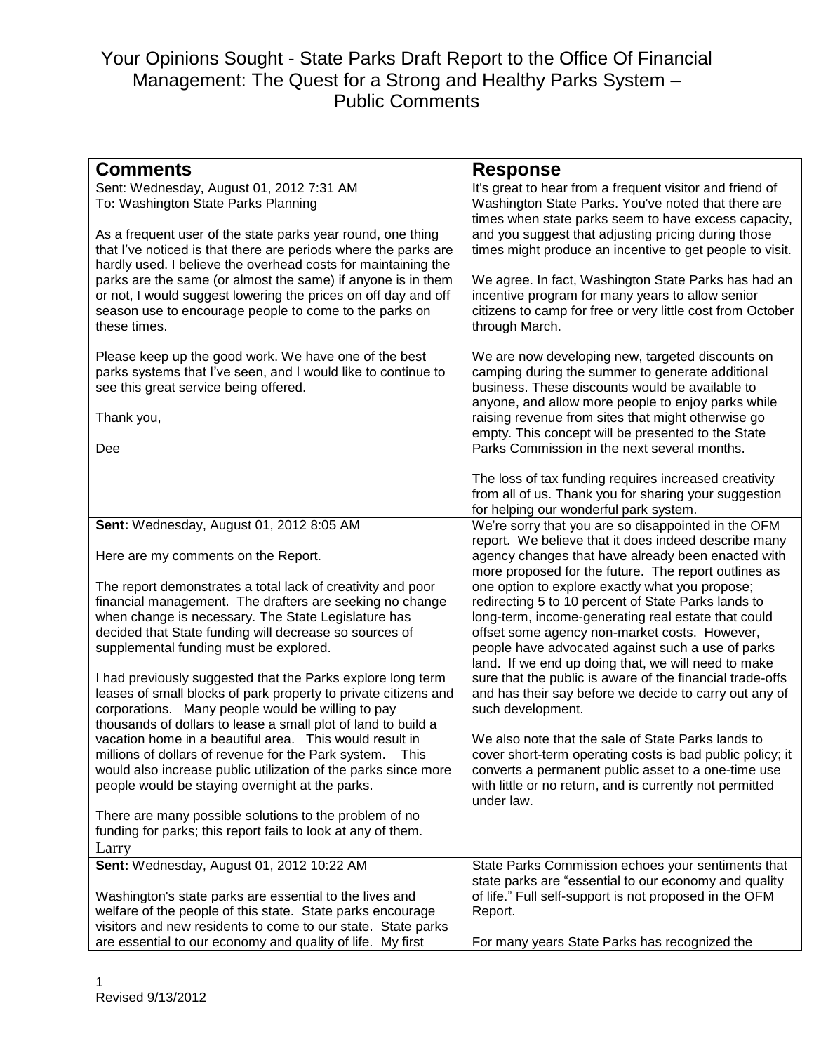# Your Opinions Sought - State Parks Draft Report to the Office Of Financial Management: The Quest for a Strong and Healthy Parks System – Public Comments

| Comments | Response |
|---|---|
| Sent: Wednesday, August 01, 2012 7:31 AM<br>To**:** Washington State Parks Planning<br><br>As a frequent user of the state parks year round, one thing that I've noticed is that there are periods where the parks are hardly used. I believe the overhead costs for maintaining the parks are the same (or almost the same) if anyone is in them or not, I would suggest lowering the prices on off day and off season use to encourage people to come to the parks on these times.<br><br>Please keep up the good work. We have one of the best parks systems that I've seen, and I would like to continue to see this great service being offered.<br><br>Thank you,<br><br>Dee | It's great to hear from a frequent visitor and friend of Washington State Parks. You've noted that there are times when state parks seem to have excess capacity, and you suggest that adjusting pricing during those times might produce an incentive to get people to visit.<br><br>We agree. In fact, Washington State Parks has had an incentive program for many years to allow senior citizens to camp for free or very little cost from October through March.<br><br>We are now developing new, targeted discounts on camping during the summer to generate additional business. These discounts would be available to anyone, and allow more people to enjoy parks while raising revenue from sites that might otherwise go empty. This concept will be presented to the State Parks Commission in the next several months.<br><br>The loss of tax funding requires increased creativity from all of us. Thank you for sharing your suggestion for helping our wonderful park system. |
| **Sent:** Wednesday, August 01, 2012 8:05 AM<br><br>Here are my comments on the Report.<br><br>The report demonstrates a total lack of creativity and poor financial management. The drafters are seeking no change when change is necessary. The State Legislature has decided that State funding will decrease so sources of supplemental funding must be explored.<br><br>I had previously suggested that the Parks explore long term leases of small blocks of park property to private citizens and corporations. Many people would be willing to pay thousands of dollars to lease a small plot of land to build a vacation home in a beautiful area. This would result in millions of dollars of revenue for the Park system. This would also increase public utilization of the parks since more people would be staying overnight at the parks.<br><br>There are many possible solutions to the problem of no funding for parks; this report fails to look at any of them.<br>Larry | We're sorry that you are so disappointed in the OFM report. We believe that it does indeed describe many agency changes that have already been enacted with more proposed for the future. The report outlines as one option to explore exactly what you propose; redirecting 5 to 10 percent of State Parks lands to long-term, income-generating real estate that could offset some agency non-market costs. However, people have advocated against such a use of parks land. If we end up doing that, we will need to make sure that the public is aware of the financial trade-offs and has their say before we decide to carry out any of such development.<br><br>We also note that the sale of State Parks lands to cover short-term operating costs is bad public policy; it converts a permanent public asset to a one-time use with little or no return, and is currently not permitted under law. |
| **Sent:** Wednesday, August 01, 2012 10:22 AM<br><br>Washington's state parks are essential to the lives and welfare of the people of this state. State parks encourage visitors and new residents to come to our state. State parks are essential to our economy and quality of life. My first | State Parks Commission echoes your sentiments that state parks are "essential to our economy and quality of life." Full self-support is not proposed in the OFM Report.<br><br>For many years State Parks has recognized the |

Revised 9/13/2012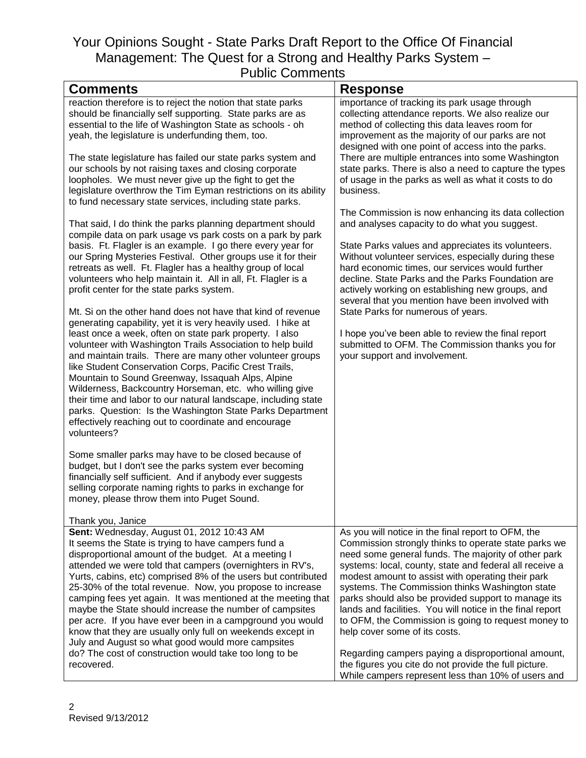# Your Opinions Sought - State Parks Draft Report to the Office Of Financial Management: The Quest for a Strong and Healthy Parks System – Public Comments

| Comments | Response |
|---|---|
| reaction therefore is to reject the notion that state parks should be financially self supporting. State parks are as essential to the life of Washington State as schools - oh yeah, the legislature is underfunding them, too.<br><br>The state legislature has failed our state parks system and our schools by not raising taxes and closing corporate loopholes. We must never give up the fight to get the legislature overthrow the Tim Eyman restrictions on its ability to fund necessary state services, including state parks.<br><br>That said, I do think the parks planning department should compile data on park usage vs park costs on a park by park basis. Ft. Flagler is an example. I go there every year for our Spring Mysteries Festival. Other groups use it for their retreats as well. Ft. Flagler has a healthy group of local volunteers who help maintain it. All in all, Ft. Flagler is a profit center for the state parks system.<br><br>Mt. Si on the other hand does not have that kind of revenue generating capability, yet it is very heavily used. I hike at least once a week, often on state park property. I also volunteer with Washington Trails Association to help build and maintain trails. There are many other volunteer groups like Student Conservation Corps, Pacific Crest Trails, Mountain to Sound Greenway, Issaquah Alps, Alpine Wilderness, Backcountry Horseman, etc. who willing give their time and labor to our natural landscape, including state parks. Question: Is the Washington State Parks Department effectively reaching out to coordinate and encourage volunteers?<br><br>Some smaller parks may have to be closed because of budget, but I don't see the parks system ever becoming financially self sufficient. And if anybody ever suggests selling corporate naming rights to parks in exchange for money, please throw them into Puget Sound.<br><br>Thank you, Janice | importance of tracking its park usage through collecting attendance reports. We also realize our method of collecting this data leaves room for improvement as the majority of our parks are not designed with one point of access into the parks. There are multiple entrances into some Washington state parks. There is also a need to capture the types of usage in the parks as well as what it costs to do business.<br><br>The Commission is now enhancing its data collection and analyses capacity to do what you suggest.<br><br>State Parks values and appreciates its volunteers. Without volunteer services, especially during these hard economic times, our services would further decline. State Parks and the Parks Foundation are actively working on establishing new groups, and several that you mention have been involved with State Parks for numerous of years.<br><br>I hope you've been able to review the final report submitted to OFM. The Commission thanks you for your support and involvement. |
| **Sent:** Wednesday, August 01, 2012 10:43 AM<br>It seems the State is trying to have campers fund a disproportional amount of the budget. At a meeting I attended we were told that campers (overnighters in RV's, Yurts, cabins, etc) comprised 8% of the users but contributed 25-30% of the total revenue. Now, you propose to increase camping fees yet again. It was mentioned at the meeting that maybe the State should increase the number of campsites per acre. If you have ever been in a campground you would know that they are usually only full on weekends except in July and August so what good would more campsites do? The cost of construction would take too long to be recovered. | As you will notice in the final report to OFM, the Commission strongly thinks to operate state parks we need some general funds. The majority of other park systems: local, county, state and federal all receive a modest amount to assist with operating their park systems. The Commission thinks Washington state parks should also be provided support to manage its lands and facilities. You will notice in the final report to OFM, the Commission is going to request money to help cover some of its costs.<br><br>Regarding campers paying a disproportional amount, the figures you cite do not provide the full picture. While campers represent less than 10% of users and |

Revised 9/13/2012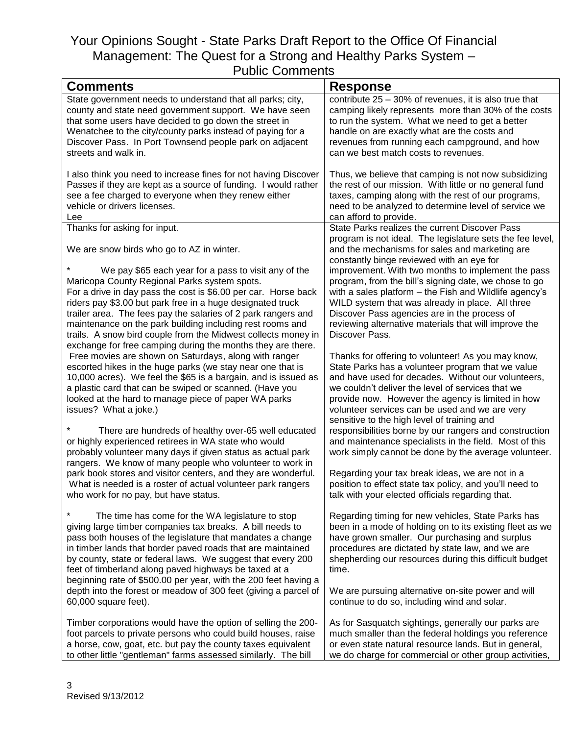# Your Opinions Sought - State Parks Draft Report to the Office Of Financial Management: The Quest for a Strong and Healthy Parks System – Public Comments

| Comments | Response |
|---|---|
| State government needs to understand that all parks; city, county and state need government support. We have seen that some users have decided to go down the street in Wenatchee to the city/county parks instead of paying for a Discover Pass. In Port Townsend people park on adjacent streets and walk in.<br><br>I also think you need to increase fines for not having Discover Passes if they are kept as a source of funding. I would rather see a fee charged to everyone when they renew either vehicle or drivers licenses.<br>Lee | contribute 25 – 30% of revenues, it is also true that camping likely represents more than 30% of the costs to run the system. What we need to get a better handle on are exactly what are the costs and revenues from running each campground, and how can we best match costs to revenues.<br><br>Thus, we believe that camping is not now subsidizing the rest of our mission. With little or no general fund taxes, camping along with the rest of our programs, need to be analyzed to determine level of service we can afford to provide. |
| Thanks for asking for input.<br><br>We are snow birds who go to AZ in winter.<br><br>* We pay $65 each year for a pass to visit any of the Maricopa County Regional Parks system spots. For a drive in day pass the cost is $6.00 per car. Horse back riders pay $3.00 but park free in a huge designated truck trailer area. The fees pay the salaries of 2 park rangers and maintenance on the park building including rest rooms and trails. A snow bird couple from the Midwest collects money in exchange for free camping during the months they are there. Free movies are shown on Saturdays, along with ranger escorted hikes in the huge parks (we stay near one that is 10,000 acres). We feel the $65 is a bargain, and is issued as a plastic card that can be swiped or scanned. (Have you looked at the hard to manage piece of paper WA parks issues? What a joke.)<br><br>* There are hundreds of healthy over-65 well educated or highly experienced retirees in WA state who would probably volunteer many days if given status as actual park rangers. We know of many people who volunteer to work in park book stores and visitor centers, and they are wonderful. What is needed is a roster of actual volunteer park rangers who work for no pay, but have status.<br><br>* The time has come for the WA legislature to stop giving large timber companies tax breaks. A bill needs to pass both houses of the legislature that mandates a change in timber lands that border paved roads that are maintained by county, state or federal laws. We suggest that every 200 feet of timberland along paved highways be taxed at a beginning rate of $500.00 per year, with the 200 feet having a depth into the forest or meadow of 300 feet (giving a parcel of 60,000 square feet).<br><br>Timber corporations would have the option of selling the 200-foot parcels to private persons who could build houses, raise a horse, cow, goat, etc. but pay the county taxes equivalent to other little "gentleman" farms assessed similarly. The bill | State Parks realizes the current Discover Pass program is not ideal. The legislature sets the fee level, and the mechanisms for sales and marketing are constantly binge reviewed with an eye for improvement. With two months to implement the pass program, from the bill's signing date, we chose to go with a sales platform – the Fish and Wildlife agency's WILD system that was already in place. All three Discover Pass agencies are in the process of reviewing alternative materials that will improve the Discover Pass.<br><br>Thanks for offering to volunteer! As you may know, State Parks has a volunteer program that we value and have used for decades. Without our volunteers, we couldn't deliver the level of services that we provide now. However the agency is limited in how volunteer services can be used and we are very sensitive to the high level of training and responsibilities borne by our rangers and construction and maintenance specialists in the field. Most of this work simply cannot be done by the average volunteer.<br><br>Regarding your tax break ideas, we are not in a position to effect state tax policy, and you'll need to talk with your elected officials regarding that.<br><br>Regarding timing for new vehicles, State Parks has been in a mode of holding on to its existing fleet as we have grown smaller. Our purchasing and surplus procedures are dictated by state law, and we are shepherding our resources during this difficult budget time.<br><br>We are pursuing alternative on-site power and will continue to do so, including wind and solar.<br><br>As for Sasquatch sightings, generally our parks are much smaller than the federal holdings you reference or even state natural resource lands. But in general, we do charge for commercial or other group activities, |

Revised 9/13/2012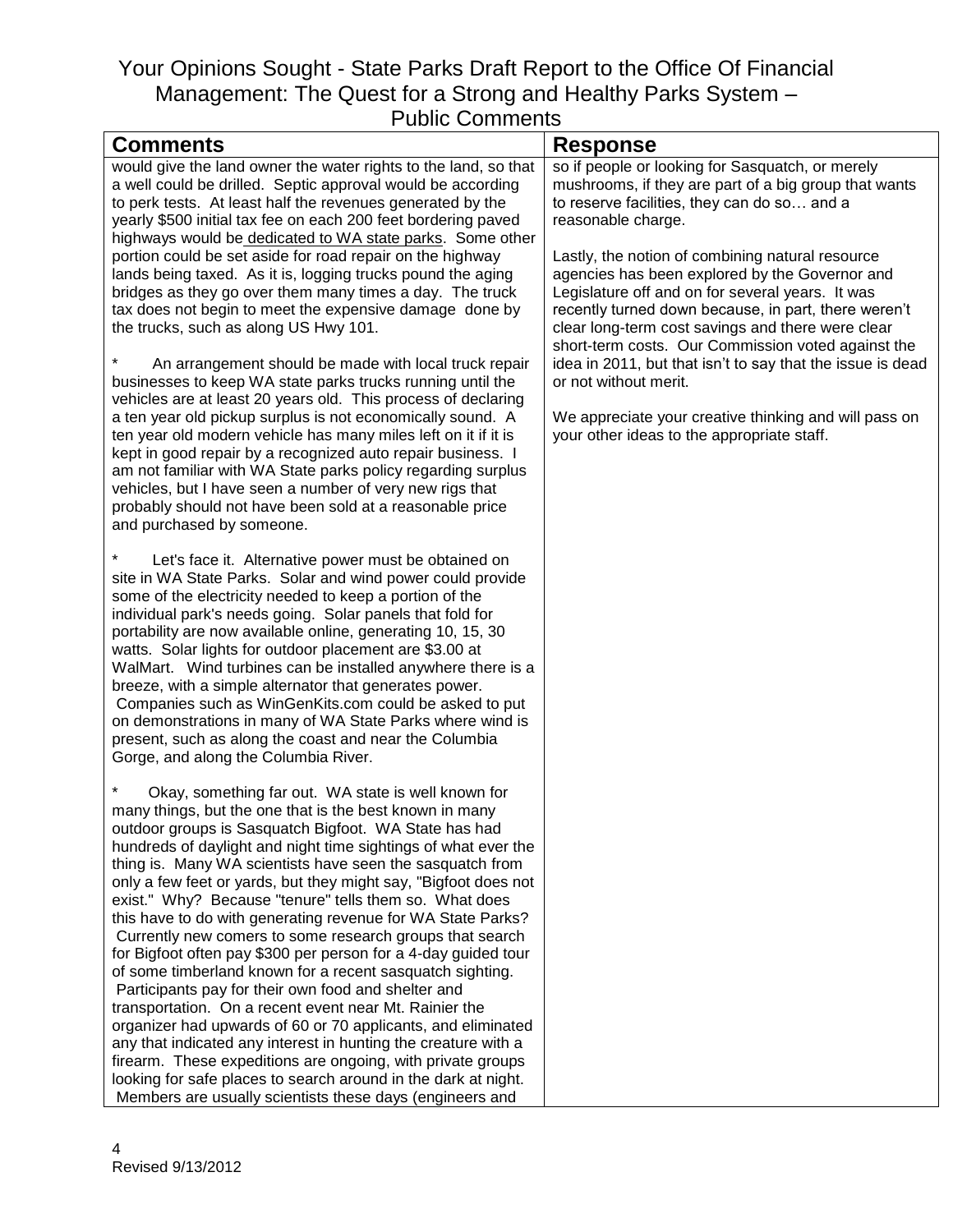# Your Opinions Sought - State Parks Draft Report to the Office Of Financial Management: The Quest for a Strong and Healthy Parks System – Public Comments

| Comments | Response |
|---|---|
| would give the land owner the water rights to the land, so that a well could be drilled. Septic approval would be according to perk tests. At least half the revenues generated by the yearly $500 initial tax fee on each 200 feet bordering paved highways would be dedicated to WA state parks. Some other portion could be set aside for road repair on the highway lands being taxed. As it is, logging trucks pound the aging bridges as they go over them many times a day. The truck tax does not begin to meet the expensive damage done by the trucks, such as along US Hwy 101.<br><br>* An arrangement should be made with local truck repair businesses to keep WA state parks trucks running until the vehicles are at least 20 years old. This process of declaring a ten year old pickup surplus is not economically sound. A ten year old modern vehicle has many miles left on it if it is kept in good repair by a recognized auto repair business. I am not familiar with WA State parks policy regarding surplus vehicles, but I have seen a number of very new rigs that probably should not have been sold at a reasonable price and purchased by someone.<br><br>* Let's face it. Alternative power must be obtained on site in WA State Parks. Solar and wind power could provide some of the electricity needed to keep a portion of the individual park's needs going. Solar panels that fold for portability are now available online, generating 10, 15, 30 watts. Solar lights for outdoor placement are $3.00 at WalMart. Wind turbines can be installed anywhere there is a breeze, with a simple alternator that generates power. Companies such as WinGenKits.com could be asked to put on demonstrations in many of WA State Parks where wind is present, such as along the coast and near the Columbia Gorge, and along the Columbia River.<br><br>* Okay, something far out. WA state is well known for many things, but the one that is the best known in many outdoor groups is Sasquatch Bigfoot. WA State has had hundreds of daylight and night time sightings of what ever the thing is. Many WA scientists have seen the sasquatch from only a few feet or yards, but they might say, "Bigfoot does not exist." Why? Because "tenure" tells them so. What does this have to do with generating revenue for WA State Parks? Currently new comers to some research groups that search for Bigfoot often pay $300 per person for a 4-day guided tour of some timberland known for a recent sasquatch sighting. Participants pay for their own food and shelter and transportation. On a recent event near Mt. Rainier the organizer had upwards of 60 or 70 applicants, and eliminated any that indicated any interest in hunting the creature with a firearm. These expeditions are ongoing, with private groups looking for safe places to search around in the dark at night. Members are usually scientists these days (engineers and | so if people or looking for Sasquatch, or merely mushrooms, if they are part of a big group that wants to reserve facilities, they can do so… and a reasonable charge.<br><br>Lastly, the notion of combining natural resource agencies has been explored by the Governor and Legislature off and on for several years. It was recently turned down because, in part, there weren't clear long-term cost savings and there were clear short-term costs. Our Commission voted against the idea in 2011, but that isn't to say that the issue is dead or not without merit.<br><br>We appreciate your creative thinking and will pass on your other ideas to the appropriate staff. |

Revised 9/13/2012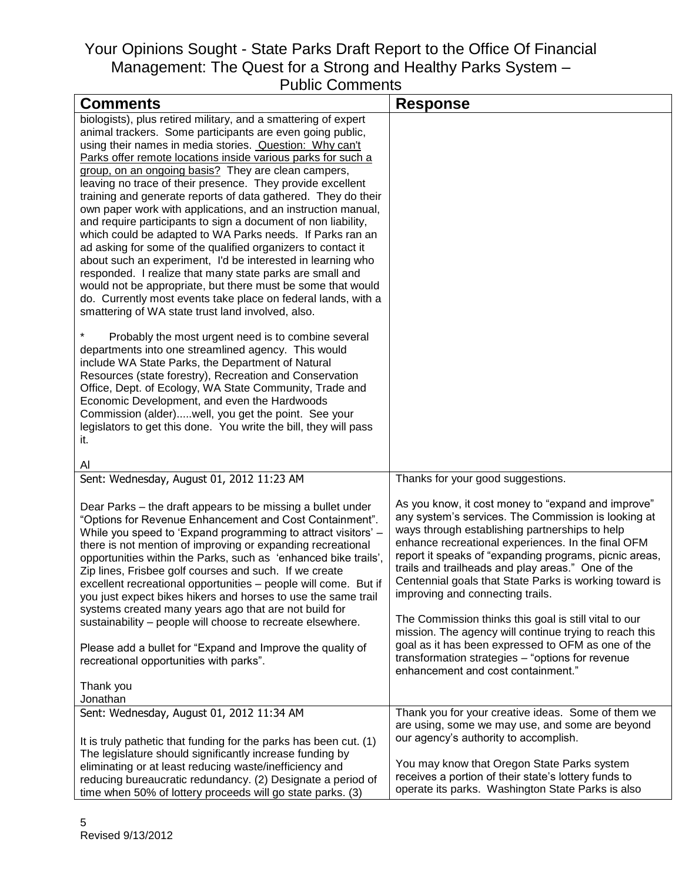# Your Opinions Sought - State Parks Draft Report to the Office Of Financial Management: The Quest for a Strong and Healthy Parks System – Public Comments

| Comments | Response |
| --- | --- |
| biologists), plus retired military, and a smattering of expert animal trackers. Some participants are even going public, using their names in media stories. <u>Question: Why can't Parks offer remote locations inside various parks for such a group, on an ongoing basis?</u> They are clean campers, leaving no trace of their presence. They provide excellent training and generate reports of data gathered. They do their own paper work with applications, and an instruction manual, and require participants to sign a document of non liability, which could be adapted to WA Parks needs. If Parks ran an ad asking for some of the qualified organizers to contact it about such an experiment, I'd be interested in learning who responded. I realize that many state parks are small and would not be appropriate, but there must be some that would do. Currently most events take place on federal lands, with a smattering of WA state trust land involved, also.<br><br>* Probably the most urgent need is to combine several departments into one streamlined agency. This would include WA State Parks, the Department of Natural Resources (state forestry), Recreation and Conservation Office, Dept. of Ecology, WA State Community, Trade and Economic Development, and even the Hardwoods Commission (alder).....well, you get the point. See your legislators to get this done. You write the bill, they will pass it.<br><br>Al | |
| Sent: Wednesday, August 01, 2012 11:23 AM<br><br>Dear Parks – the draft appears to be missing a bullet under "Options for Revenue Enhancement and Cost Containment". While you speed to 'Expand programming to attract visitors' – there is not mention of improving or expanding recreational opportunities within the Parks, such as 'enhanced bike trails', Zip lines, Frisbee golf courses and such. If we create excellent recreational opportunities – people will come. But if you just expect bikes hikers and horses to use the same trail systems created many years ago that are not build for sustainability – people will choose to recreate elsewhere.<br><br>Please add a bullet for "Expand and Improve the quality of recreational opportunities with parks".<br><br>Thank you<br>Jonathan | Thanks for your good suggestions.<br><br>As you know, it cost money to "expand and improve" any system's services. The Commission is looking at ways through establishing partnerships to help enhance recreational experiences. In the final OFM report it speaks of "expanding programs, picnic areas, trails and trailheads and play areas." One of the Centennial goals that State Parks is working toward is improving and connecting trails.<br><br>The Commission thinks this goal is still vital to our mission. The agency will continue trying to reach this goal as it has been expressed to OFM as one of the transformation strategies – "options for revenue enhancement and cost containment." |
| Sent: Wednesday, August 01, 2012 11:34 AM<br><br>It is truly pathetic that funding for the parks has been cut. (1) The legislature should significantly increase funding by eliminating or at least reducing waste/inefficiency and reducing bureaucratic redundancy. (2) Designate a period of time when 50% of lottery proceeds will go state parks. (3) | Thank you for your creative ideas. Some of them we are using, some we may use, and some are beyond our agency's authority to accomplish.<br><br>You may know that Oregon State Parks system receives a portion of their state's lottery funds to operate its parks. Washington State Parks is also |

Revised 9/13/2012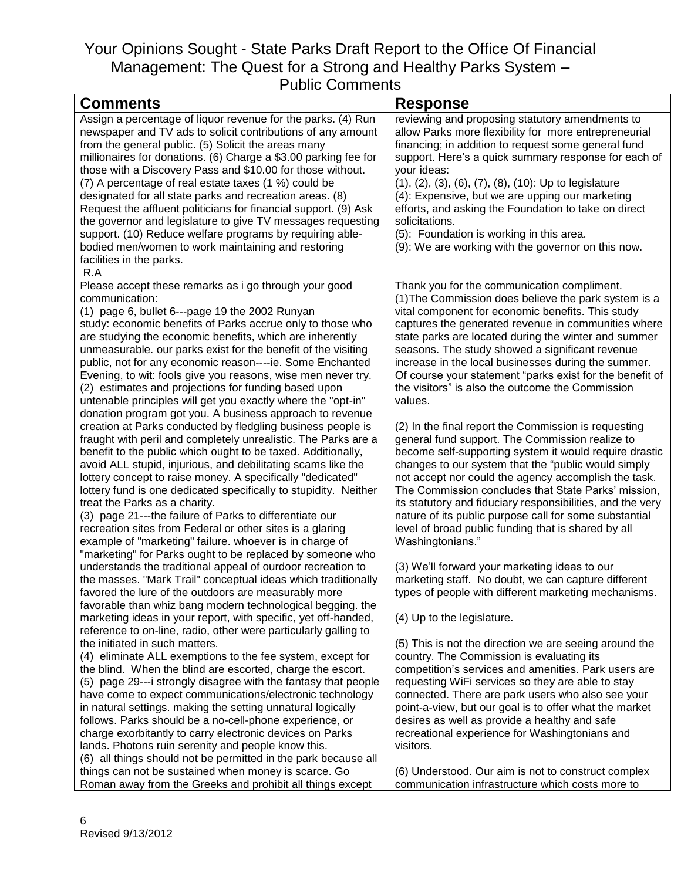# Your Opinions Sought - State Parks Draft Report to the Office Of Financial Management: The Quest for a Strong and Healthy Parks System – Public Comments

| Comments | Response |
|---|---|
| Assign a percentage of liquor revenue for the parks. (4) Run newspaper and TV ads to solicit contributions of any amount from the general public. (5) Solicit the areas many millionaires for donations. (6) Charge a $3.00 parking fee for those with a Discovery Pass and $10.00 for those without. (7) A percentage of real estate taxes (1 %) could be designated for all state parks and recreation areas. (8) Request the affluent politicians for financial support. (9) Ask the governor and legislature to give TV messages requesting support. (10) Reduce welfare programs by requiring able-bodied men/women to work maintaining and restoring facilities in the parks.<br>R.A | reviewing and proposing statutory amendments to allow Parks more flexibility for more entrepreneurial financing; in addition to request some general fund support. Here's a quick summary response for each of your ideas:<br>(1), (2), (3), (6), (7), (8), (10): Up to legislature<br>(4): Expensive, but we are upping our marketing efforts, and asking the Foundation to take on direct solicitations.<br>(5): Foundation is working in this area.<br>(9): We are working with the governor on this now. |
| Please accept these remarks as i go through your good communication:<br>(1) page 6, bullet 6---page 19 the 2002 Runyan study: economic benefits of Parks accrue only to those who are studying the economic benefits, which are inherently unmeasurable. our parks exist for the benefit of the visiting public, not for any economic reason----ie. Some Enchanted Evening, to wit: fools give you reasons, wise men never try.<br>(2) estimates and projections for funding based upon untenable principles will get you exactly where the "opt-in" donation program got you. A business approach to revenue creation at Parks conducted by fledgling business people is fraught with peril and completely unrealistic. The Parks are a benefit to the public which ought to be taxed. Additionally, avoid ALL stupid, injurious, and debilitating scams like the lottery concept to raise money. A specifically "dedicated" lottery fund is one dedicated specifically to stupidity. Neither treat the Parks as a charity.<br>(3) page 21---the failure of Parks to differentiate our recreation sites from Federal or other sites is a glaring example of "marketing" failure. whoever is in charge of "marketing" for Parks ought to be replaced by someone who understands the traditional appeal of ourdoor recreation to the masses. "Mark Trail" conceptual ideas which traditionally favored the lure of the outdoors are measurably more favorable than whiz bang modern technological begging. the marketing ideas in your report, with specific, yet off-handed, reference to on-line, radio, other were particularly galling to the initiated in such matters.<br>(4) eliminate ALL exemptions to the fee system, except for the blind. When the blind are escorted, charge the escort.<br>(5) page 29---i strongly disagree with the fantasy that people have come to expect communications/electronic technology in natural settings. making the setting unnatural logically follows. Parks should be a no-cell-phone experience, or charge exorbitantly to carry electronic devices on Parks lands. Photons ruin serenity and people know this.<br>(6) all things should not be permitted in the park because all things can not be sustained when money is scarce. Go Roman away from the Greeks and prohibit all things except | Thank you for the communication compliment.<br>(1)The Commission does believe the park system is a vital component for economic benefits. This study captures the generated revenue in communities where state parks are located during the winter and summer seasons. The study showed a significant revenue increase in the local businesses during the summer. Of course your statement "parks exist for the benefit of the visitors" is also the outcome the Commission values.<br><br>(2) In the final report the Commission is requesting general fund support. The Commission realize to become self-supporting system it would require drastic changes to our system that the "public would simply not accept nor could the agency accomplish the task. The Commission concludes that State Parks' mission, its statutory and fiduciary responsibilities, and the very nature of its public purpose call for some substantial level of broad public funding that is shared by all Washingtonians."<br><br>(3) We'll forward your marketing ideas to our marketing staff. No doubt, we can capture different types of people with different marketing mechanisms.<br><br>(4) Up to the legislature.<br><br>(5) This is not the direction we are seeing around the country. The Commission is evaluating its competition's services and amenities. Park users are requesting WiFi services so they are able to stay connected. There are park users who also see your point-a-view, but our goal is to offer what the market desires as well as provide a healthy and safe recreational experience for Washingtonians and visitors.<br><br>(6) Understood. Our aim is not to construct complex communication infrastructure which costs more to |

Revised 9/13/2012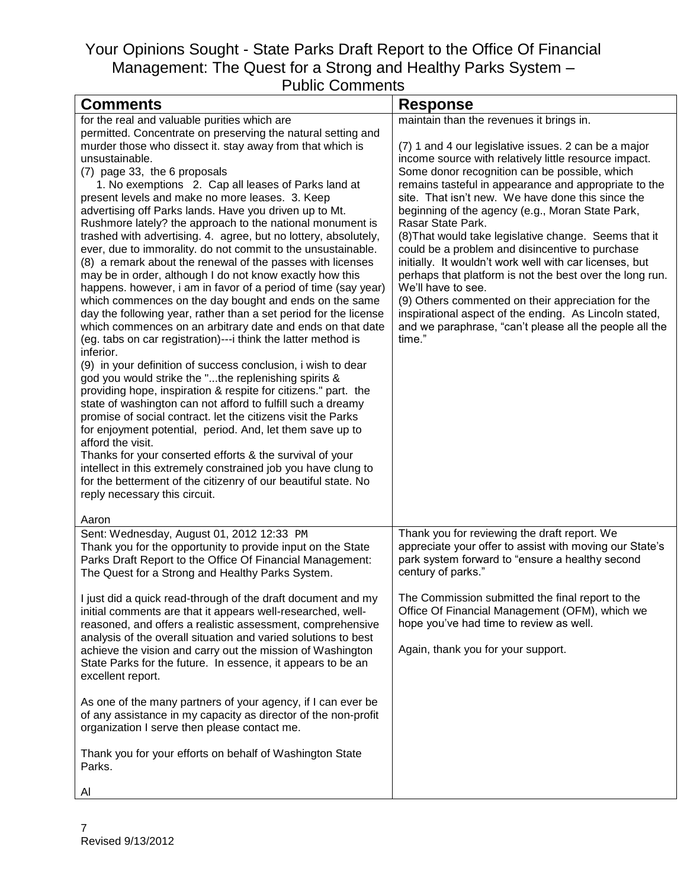# Your Opinions Sought - State Parks Draft Report to the Office Of Financial Management: The Quest for a Strong and Healthy Parks System – Public Comments

| Comments | Response |
|---|---|
| for the real and valuable purities which are permitted. Concentrate on preserving the natural setting and murder those who dissect it. stay away from that which is unsustainable.<br>(7) page 33, the 6 proposals<br>1. No exemptions 2. Cap all leases of Parks land at present levels and make no more leases. 3. Keep advertising off Parks lands. Have you driven up to Mt. Rushmore lately? the approach to the national monument is trashed with advertising. 4. agree, but no lottery, absolutely, ever, due to immorality. do not commit to the unsustainable.<br>(8) a remark about the renewal of the passes with licenses may be in order, although I do not know exactly how this happens. however, i am in favor of a period of time (say year) which commences on the day bought and ends on the same day the following year, rather than a set period for the license which commences on an arbitrary date and ends on that date (eg. tabs on car registration)---i think the latter method is inferior.<br>(9) in your definition of success conclusion, i wish to dear god you would strike the "...the replenishing spirits & providing hope, inspiration & respite for citizens." part. the state of washington can not afford to fulfill such a dreamy promise of social contract. let the citizens visit the Parks for enjoyment potential, period. And, let them save up to afford the visit.<br>Thanks for your conserted efforts & the survival of your intellect in this extremely constrained job you have clung to for the betterment of the citizenry of our beautiful state. No reply necessary this circuit.<br><br>Aaron | maintain than the revenues it brings in.<br><br>(7) 1 and 4 our legislative issues. 2 can be a major income source with relatively little resource impact. Some donor recognition can be possible, which remains tasteful in appearance and appropriate to the site. That isn't new. We have done this since the beginning of the agency (e.g., Moran State Park, Rasar State Park.<br>(8)That would take legislative change. Seems that it could be a problem and disincentive to purchase initially. It wouldn't work well with car licenses, but perhaps that platform is not the best over the long run. We'll have to see.<br>(9) Others commented on their appreciation for the inspirational aspect of the ending. As Lincoln stated, and we paraphrase, "can't please all the people all the time." |
| Sent: Wednesday, August 01, 2012 12:33 PM<br>Thank you for the opportunity to provide input on the State Parks Draft Report to the Office Of Financial Management: The Quest for a Strong and Healthy Parks System.<br><br>I just did a quick read-through of the draft document and my initial comments are that it appears well-researched, well-reasoned, and offers a realistic assessment, comprehensive analysis of the overall situation and varied solutions to best achieve the vision and carry out the mission of Washington State Parks for the future. In essence, it appears to be an excellent report.<br><br>As one of the many partners of your agency, if I can ever be of any assistance in my capacity as director of the non-profit organization I serve then please contact me.<br><br>Thank you for your efforts on behalf of Washington State Parks.<br><br>Al | Thank you for reviewing the draft report. We appreciate your offer to assist with moving our State's park system forward to "ensure a healthy second century of parks."<br><br>The Commission submitted the final report to the Office Of Financial Management (OFM), which we hope you've had time to review as well.<br><br>Again, thank you for your support. |

Revised 9/13/2012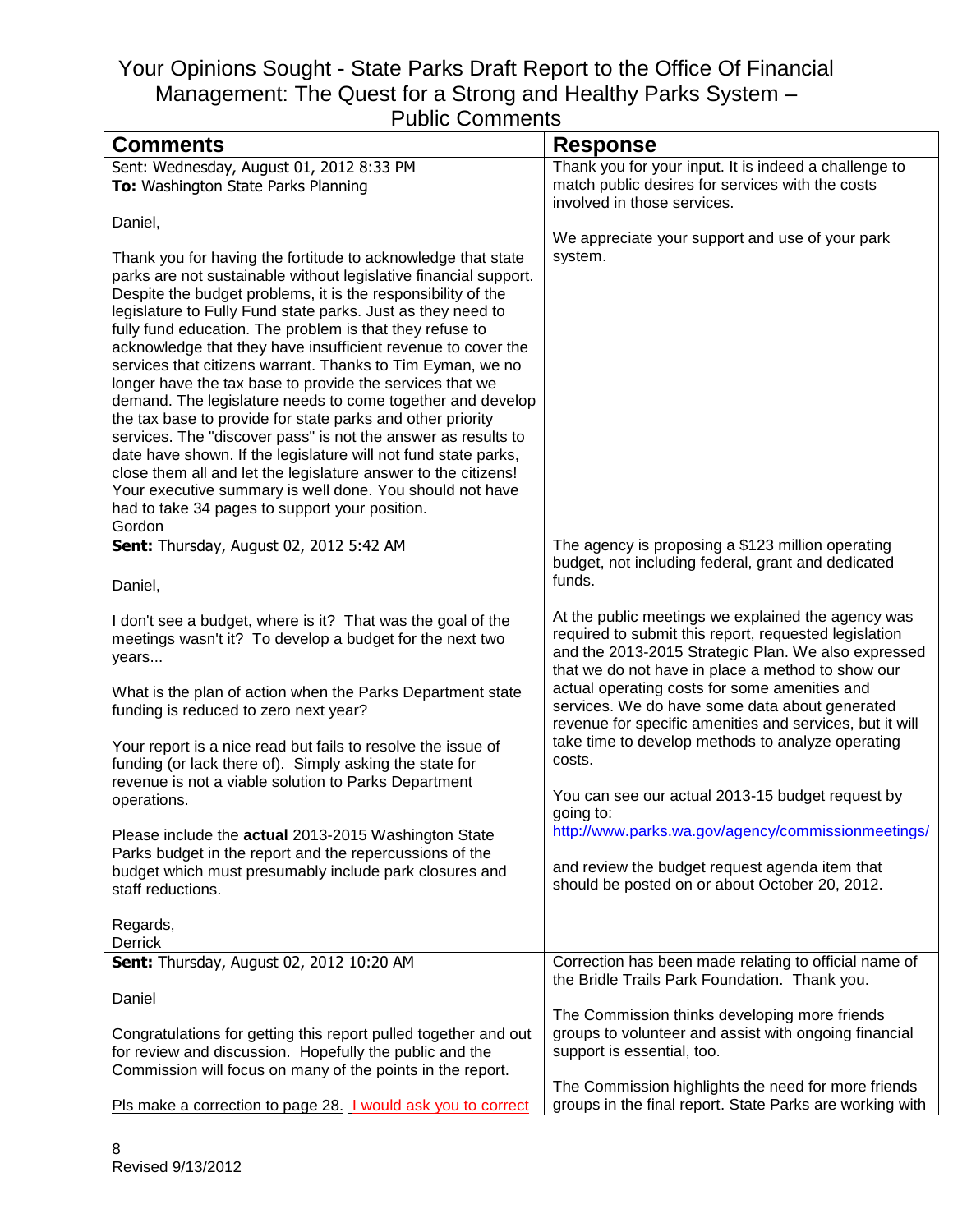# Your Opinions Sought - State Parks Draft Report to the Office Of Financial Management: The Quest for a Strong and Healthy Parks System – Public Comments

| Comments | Response |
|---|---|
| Sent: Wednesday, August 01, 2012 8:33 PM<br>**To:** Washington State Parks Planning<br><br>Daniel,<br><br>Thank you for having the fortitude to acknowledge that state parks are not sustainable without legislative financial support. Despite the budget problems, it is the responsibility of the legislature to Fully Fund state parks. Just as they need to fully fund education. The problem is that they refuse to acknowledge that they have insufficient revenue to cover the services that citizens warrant. Thanks to Tim Eyman, we no longer have the tax base to provide the services that we demand. The legislature needs to come together and develop the tax base to provide for state parks and other priority services. The "discover pass" is not the answer as results to date have shown. If the legislature will not fund state parks, close them all and let the legislature answer to the citizens! Your executive summary is well done. You should not have had to take 34 pages to support your position.<br>Gordon | Thank you for your input. It is indeed a challenge to match public desires for services with the costs involved in those services.<br><br>We appreciate your support and use of your park system. |
| **Sent:** Thursday, August 02, 2012 5:42 AM<br><br>Daniel,<br><br>I don't see a budget, where is it? That was the goal of the meetings wasn't it? To develop a budget for the next two years...<br><br>What is the plan of action when the Parks Department state funding is reduced to zero next year?<br><br>Your report is a nice read but fails to resolve the issue of funding (or lack there of). Simply asking the state for revenue is not a viable solution to Parks Department operations.<br><br>Please include the **actual** 2013-2015 Washington State Parks budget in the report and the repercussions of the budget which must presumably include park closures and staff reductions.<br><br>Regards,<br>Derrick | The agency is proposing a $123 million operating budget, not including federal, grant and dedicated funds.<br><br>At the public meetings we explained the agency was required to submit this report, requested legislation and the 2013-2015 Strategic Plan. We also expressed that we do not have in place a method to show our actual operating costs for some amenities and services. We do have some data about generated revenue for specific amenities and services, but it will take time to develop methods to analyze operating costs.<br><br>You can see our actual 2013-15 budget request by going to:<br>http://www.parks.wa.gov/agency/commissionmeetings/<br><br>and review the budget request agenda item that should be posted on or about October 20, 2012. |
| **Sent:** Thursday, August 02, 2012 10:20 AM<br><br>Daniel<br><br>Congratulations for getting this report pulled together and out for review and discussion. Hopefully the public and the Commission will focus on many of the points in the report.<br><br>Pls make a correction to page 28. I would ask you to correct | Correction has been made relating to official name of the Bridle Trails Park Foundation. Thank you.<br><br>The Commission thinks developing more friends groups to volunteer and assist with ongoing financial support is essential, too.<br><br>The Commission highlights the need for more friends groups in the final report. State Parks are working with |

Revised 9/13/2012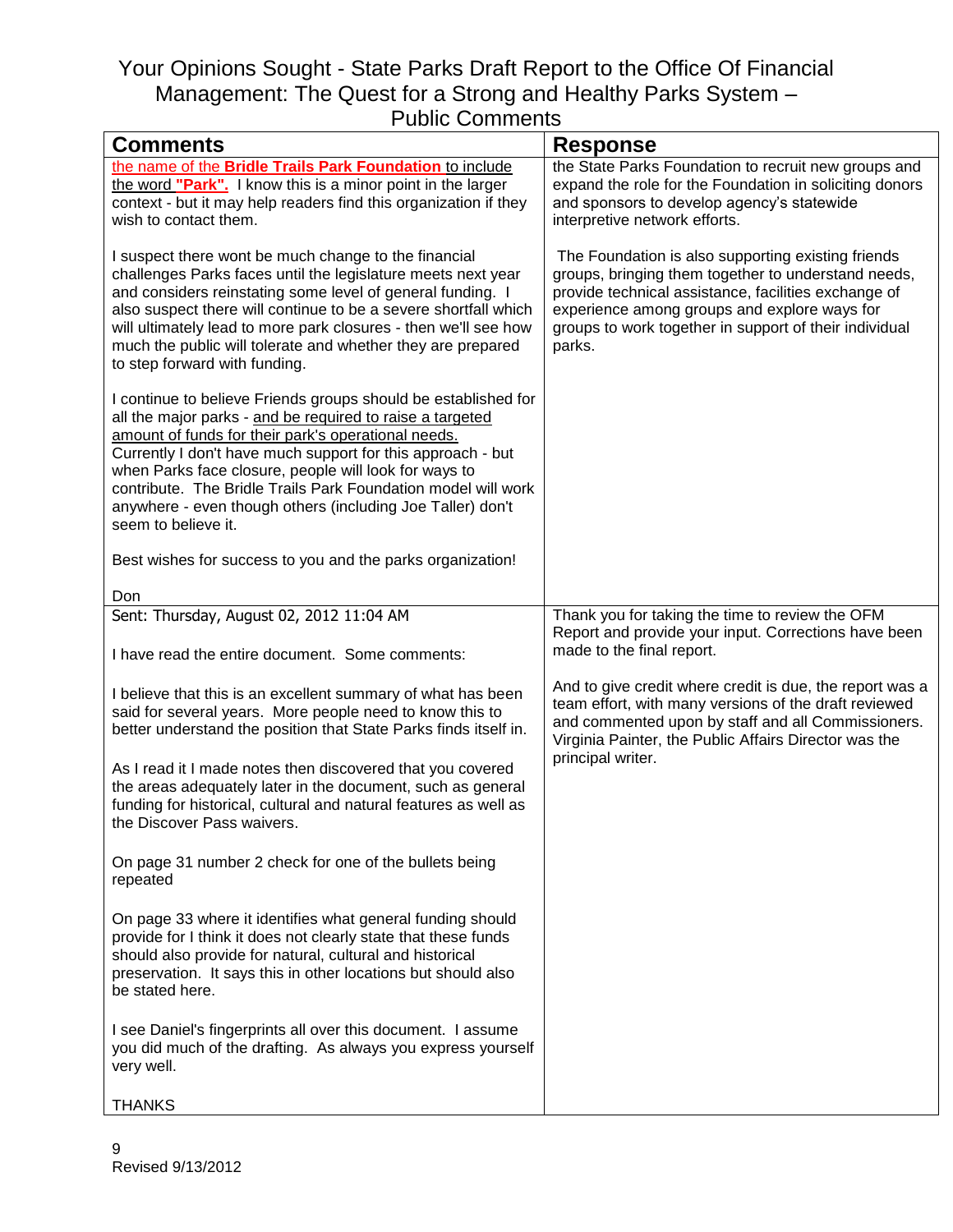# Your Opinions Sought - State Parks Draft Report to the Office Of Financial Management: The Quest for a Strong and Healthy Parks System – Public Comments

| Comments | Response |
| --- | --- |
| the name of the **Bridle Trails Park Foundation** to include the word **"Park".** I know this is a minor point in the larger context - but it may help readers find this organization if they wish to contact them.<br><br>I suspect there wont be much change to the financial challenges Parks faces until the legislature meets next year and considers reinstating some level of general funding. I also suspect there will continue to be a severe shortfall which will ultimately lead to more park closures - then we'll see how much the public will tolerate and whether they are prepared to step forward with funding.<br><br>I continue to believe Friends groups should be established for all the major parks - and be required to raise a targeted amount of funds for their park's operational needs. Currently I don't have much support for this approach - but when Parks face closure, people will look for ways to contribute. The Bridle Trails Park Foundation model will work anywhere - even though others (including Joe Taller) don't seem to believe it.<br><br>Best wishes for success to you and the parks organization!<br><br>Don | the State Parks Foundation to recruit new groups and expand the role for the Foundation in soliciting donors and sponsors to develop agency's statewide interpretive network efforts.<br><br>The Foundation is also supporting existing friends groups, bringing them together to understand needs, provide technical assistance, facilities exchange of experience among groups and explore ways for groups to work together in support of their individual parks. |
| Sent: Thursday, August 02, 2012 11:04 AM<br><br>I have read the entire document. Some comments:<br><br>I believe that this is an excellent summary of what has been said for several years. More people need to know this to better understand the position that State Parks finds itself in.<br><br>As I read it I made notes then discovered that you covered the areas adequately later in the document, such as general funding for historical, cultural and natural features as well as the Discover Pass waivers.<br><br>On page 31 number 2 check for one of the bullets being repeated<br><br>On page 33 where it identifies what general funding should provide for I think it does not clearly state that these funds should also provide for natural, cultural and historical preservation. It says this in other locations but should also be stated here.<br><br>I see Daniel's fingerprints all over this document. I assume you did much of the drafting. As always you express yourself very well.<br><br>THANKS | Thank you for taking the time to review the OFM Report and provide your input. Corrections have been made to the final report.<br><br>And to give credit where credit is due, the report was a team effort, with many versions of the draft reviewed and commented upon by staff and all Commissioners. Virginia Painter, the Public Affairs Director was the principal writer. |

Revised 9/13/2012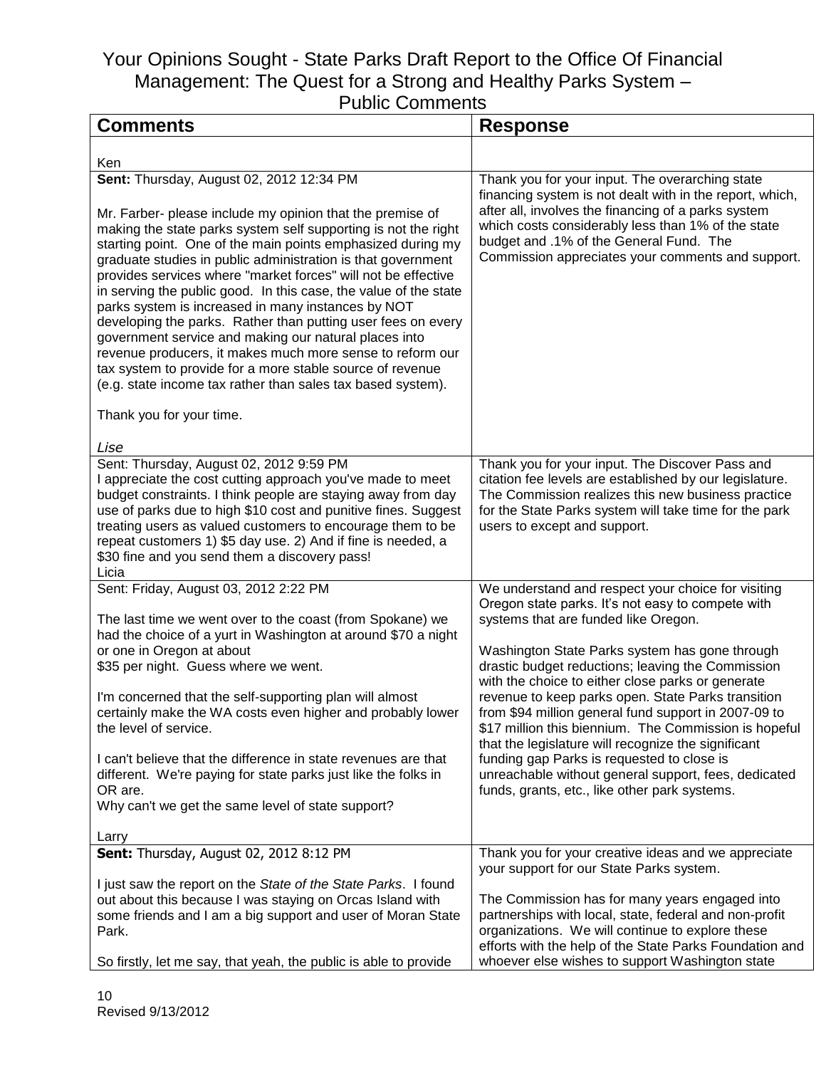# Your Opinions Sought - State Parks Draft Report to the Office Of Financial Management: The Quest for a Strong and Healthy Parks System – Public Comments

| Comments | Response |
|---|---|
| Ken | |
| **Sent:** Thursday, August 02, 2012 12:34 PM<br><br>Mr. Farber- please include my opinion that the premise of making the state parks system self supporting is not the right starting point. One of the main points emphasized during my graduate studies in public administration is that government provides services where "market forces" will not be effective in serving the public good. In this case, the value of the state parks system is increased in many instances by NOT developing the parks. Rather than putting user fees on every government service and making our natural places into revenue producers, it makes much more sense to reform our tax system to provide for a more stable source of revenue (e.g. state income tax rather than sales tax based system).<br><br>Thank you for your time.<br><br>*Lise* | Thank you for your input. The overarching state financing system is not dealt with in the report, which, after all, involves the financing of a parks system which costs considerably less than 1% of the state budget and .1% of the General Fund. The Commission appreciates your comments and support. |
| Sent: Thursday, August 02, 2012 9:59 PM<br>I appreciate the cost cutting approach you've made to meet budget constraints. I think people are staying away from day use of parks due to high $10 cost and punitive fines. Suggest treating users as valued customers to encourage them to be repeat customers 1) $5 day use. 2) And if fine is needed, a $30 fine and you send them a discovery pass!<br>Licia | Thank you for your input. The Discover Pass and citation fee levels are established by our legislature. The Commission realizes this new business practice for the State Parks system will take time for the park users to except and support. |
| Sent: Friday, August 03, 2012 2:22 PM<br><br>The last time we went over to the coast (from Spokane) we had the choice of a yurt in Washington at around $70 a night or one in Oregon at about<br>$35 per night. Guess where we went.<br><br>I'm concerned that the self-supporting plan will almost certainly make the WA costs even higher and probably lower the level of service.<br><br>I can't believe that the difference in state revenues are that different. We're paying for state parks just like the folks in OR are.<br>Why can't we get the same level of state support?<br><br>Larry | We understand and respect your choice for visiting Oregon state parks. It's not easy to compete with systems that are funded like Oregon.<br><br>Washington State Parks system has gone through drastic budget reductions; leaving the Commission with the choice to either close parks or generate revenue to keep parks open. State Parks transition from $94 million general fund support in 2007-09 to $17 million this biennium. The Commission is hopeful that the legislature will recognize the significant funding gap Parks is requested to close is unreachable without general support, fees, dedicated funds, grants, etc., like other park systems. |
| **Sent:** Thursday, August 02, 2012 8:12 PM<br><br>I just saw the report on the *State of the State Parks*. I found out about this because I was staying on Orcas Island with some friends and I am a big support and user of Moran State Park.<br><br>So firstly, let me say, that yeah, the public is able to provide | Thank you for your creative ideas and we appreciate your support for our State Parks system.<br><br>The Commission has for many years engaged into partnerships with local, state, federal and non-profit organizations. We will continue to explore these efforts with the help of the State Parks Foundation and whoever else wishes to support Washington state |

Revised 9/13/2012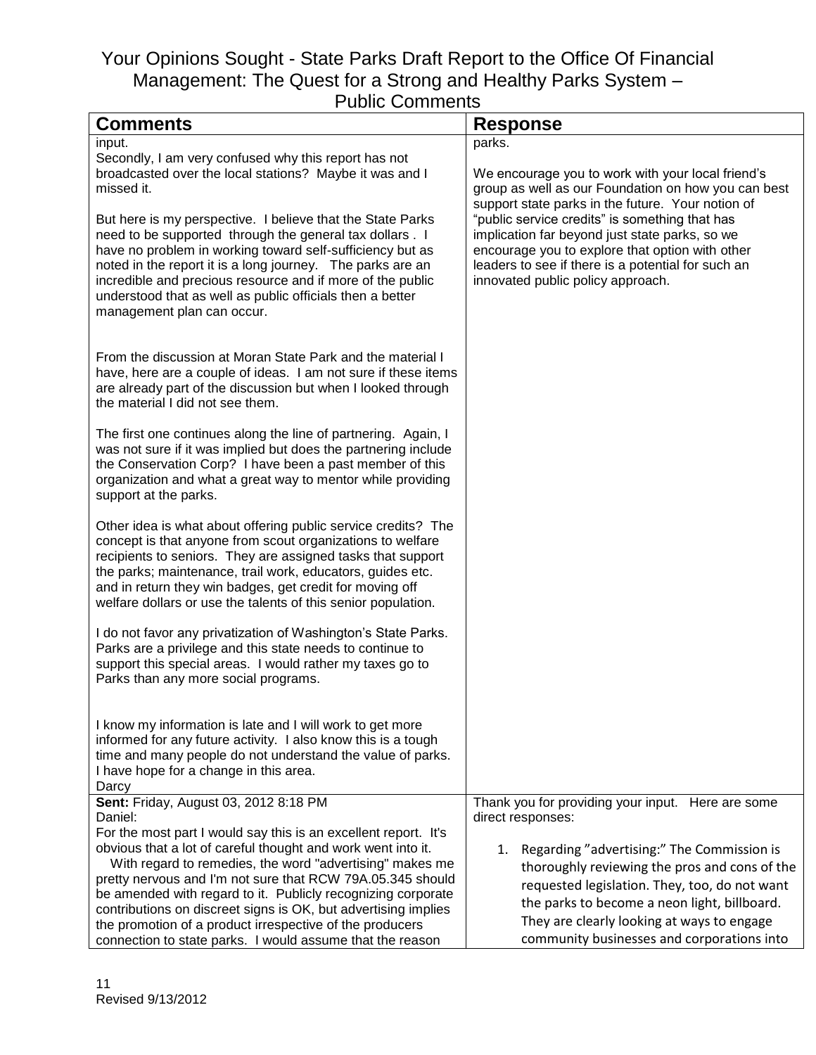# Your Opinions Sought - State Parks Draft Report to the Office Of Financial Management: The Quest for a Strong and Healthy Parks System – Public Comments

| Comments | Response |
|---|---|
| input.<br>Secondly, I am very confused why this report has not broadcasted over the local stations? Maybe it was and I missed it.<br><br>But here is my perspective. I believe that the State Parks need to be supported through the general tax dollars . I have no problem in working toward self-sufficiency but as noted in the report it is a long journey. The parks are an incredible and precious resource and if more of the public understood that as well as public officials then a better management plan can occur.<br><br>From the discussion at Moran State Park and the material I have, here are a couple of ideas. I am not sure if these items are already part of the discussion but when I looked through the material I did not see them.<br><br>The first one continues along the line of partnering. Again, I was not sure if it was implied but does the partnering include the Conservation Corp? I have been a past member of this organization and what a great way to mentor while providing support at the parks.<br><br>Other idea is what about offering public service credits? The concept is that anyone from scout organizations to welfare recipients to seniors. They are assigned tasks that support the parks; maintenance, trail work, educators, guides etc. and in return they win badges, get credit for moving off welfare dollars or use the talents of this senior population.<br><br>I do not favor any privatization of Washington's State Parks. Parks are a privilege and this state needs to continue to support this special areas. I would rather my taxes go to Parks than any more social programs.<br><br>I know my information is late and I will work to get more informed for any future activity. I also know this is a tough time and many people do not understand the value of parks. I have hope for a change in this area.<br>Darcy | parks.<br><br>We encourage you to work with your local friend's group as well as our Foundation on how you can best support state parks in the future. Your notion of "public service credits" is something that has implication far beyond just state parks, so we encourage you to explore that option with other leaders to see if there is a potential for such an innovated public policy approach. |
| **Sent:** Friday, August 03, 2012 8:18 PM<br>Daniel:<br>For the most part I would say this is an excellent report. It's obvious that a lot of careful thought and work went into it.<br>With regard to remedies, the word "advertising" makes me pretty nervous and I'm not sure that RCW 79A.05.345 should be amended with regard to it. Publicly recognizing corporate contributions on discreet signs is OK, but advertising implies the promotion of a product irrespective of the producers connection to state parks. I would assume that the reason | Thank you for providing your input. Here are some direct responses:<br><br>1. Regarding "advertising:" The Commission is thoroughly reviewing the pros and cons of the requested legislation. They, too, do not want the parks to become a neon light, billboard. They are clearly looking at ways to engage community businesses and corporations into |

Revised 9/13/2012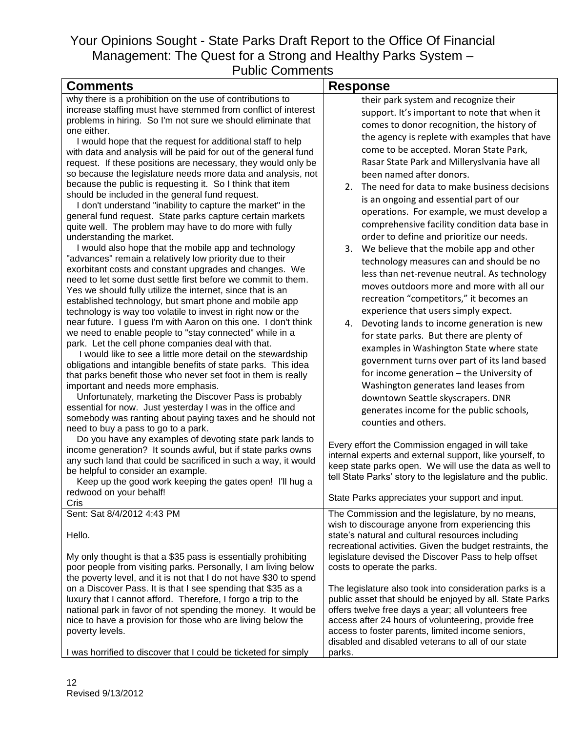# Your Opinions Sought - State Parks Draft Report to the Office Of Financial Management: The Quest for a Strong and Healthy Parks System – Public Comments

| Comments | Response |
| --- | --- |
| why there is a prohibition on the use of contributions to increase staffing must have stemmed from conflict of interest problems in hiring. So I'm not sure we should eliminate that one either.<br><br>I would hope that the request for additional staff to help with data and analysis will be paid for out of the general fund request. If these positions are necessary, they would only be so because the legislature needs more data and analysis, not because the public is requesting it. So I think that item should be included in the general fund request.<br><br>I don't understand "inability to capture the market" in the general fund request. State parks capture certain markets quite well. The problem may have to do more with fully understanding the market.<br><br>I would also hope that the mobile app and technology "advances" remain a relatively low priority due to their exorbitant costs and constant upgrades and changes. We need to let some dust settle first before we commit to them. Yes we should fully utilize the internet, since that is an established technology, but smart phone and mobile app technology is way too volatile to invest in right now or the near future. I guess I'm with Aaron on this one. I don't think we need to enable people to "stay connected" while in a park. Let the cell phone companies deal with that.<br><br>I would like to see a little more detail on the stewardship obligations and intangible benefits of state parks. This idea that parks benefit those who never set foot in them is really important and needs more emphasis.<br><br>Unfortunately, marketing the Discover Pass is probably essential for now. Just yesterday I was in the office and somebody was ranting about paying taxes and he should not need to buy a pass to go to a park.<br><br>Do you have any examples of devoting state park lands to income generation? It sounds awful, but if state parks owns any such land that could be sacrificed in such a way, it would be helpful to consider an example.<br><br>Keep up the good work keeping the gates open! I'll hug a redwood on your behalf!<br>Cris | their park system and recognize their support. It's important to note that when it comes to donor recognition, the history of the agency is replete with examples that have come to be accepted. Moran State Park, Rasar State Park and Milleryslvania have all been named after donors.<br>2. The need for data to make business decisions is an ongoing and essential part of our operations. For example, we must develop a comprehensive facility condition data base in order to define and prioritize our needs.<br>3. We believe that the mobile app and other technology measures can and should be no less than net-revenue neutral. As technology moves outdoors more and more with all our recreation "competitors," it becomes an experience that users simply expect.<br>4. Devoting lands to income generation is new for state parks. But there are plenty of examples in Washington State where state government turns over part of its land based for income generation – the University of Washington generates land leases from downtown Seattle skyscrapers. DNR generates income for the public schools, counties and others.<br><br>Every effort the Commission engaged in will take internal experts and external support, like yourself, to keep state parks open. We will use the data as well to tell State Parks' story to the legislature and the public.<br><br>State Parks appreciates your support and input. |
| Sent: Sat 8/4/2012 4:43 PM<br><br>Hello.<br><br>My only thought is that a $35 pass is essentially prohibiting poor people from visiting parks. Personally, I am living below the poverty level, and it is not that I do not have $30 to spend on a Discover Pass. It is that I see spending that $35 as a luxury that I cannot afford. Therefore, I forgo a trip to the national park in favor of not spending the money. It would be nice to have a provision for those who are living below the poverty levels.<br><br>I was horrified to discover that I could be ticketed for simply | The Commission and the legislature, by no means, wish to discourage anyone from experiencing this state's natural and cultural resources including recreational activities. Given the budget restraints, the legislature devised the Discover Pass to help offset costs to operate the parks.<br><br>The legislature also took into consideration parks is a public asset that should be enjoyed by all. State Parks offers twelve free days a year; all volunteers free access after 24 hours of volunteering, provide free access to foster parents, limited income seniors, disabled and disabled veterans to all of our state parks. |

Revised 9/13/2012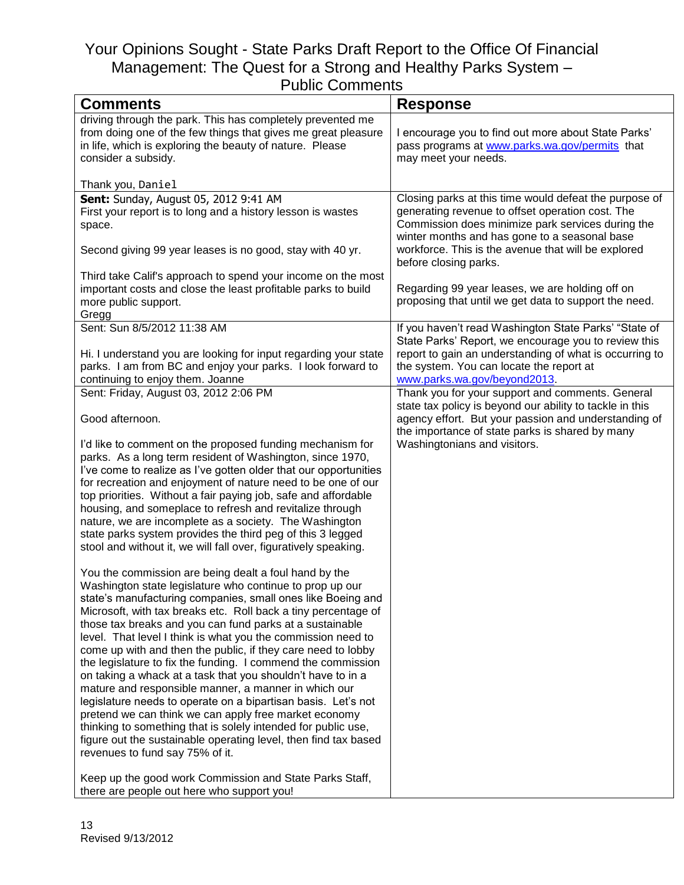# Your Opinions Sought - State Parks Draft Report to the Office Of Financial Management: The Quest for a Strong and Healthy Parks System – Public Comments

| Comments | Response |
| --- | --- |
| driving through the park. This has completely prevented me from doing one of the few things that gives me great pleasure in life, which is exploring the beauty of nature. Please consider a subsidy.<br><br>Thank you, Daniel | I encourage you to find out more about State Parks' pass programs at www.parks.wa.gov/permits that may meet your needs. |
| **Sent:** Sunday, August 05, 2012 9:41 AM<br>First your report is to long and a history lesson is wastes space.<br><br>Second giving 99 year leases is no good, stay with 40 yr.<br><br>Third take Calif's approach to spend your income on the most important costs and close the least profitable parks to build more public support.<br>Gregg | Closing parks at this time would defeat the purpose of generating revenue to offset operation cost. The Commission does minimize park services during the winter months and has gone to a seasonal base workforce. This is the avenue that will be explored before closing parks.<br><br>Regarding 99 year leases, we are holding off on proposing that until we get data to support the need. |
| Sent: Sun 8/5/2012 11:38 AM<br><br>Hi. I understand you are looking for input regarding your state parks. I am from BC and enjoy your parks. I look forward to continuing to enjoy them. Joanne | If you haven't read Washington State Parks' "State of State Parks' Report, we encourage you to review this report to gain an understanding of what is occurring to the system. You can locate the report at www.parks.wa.gov/beyond2013. |
| Sent: Friday, August 03, 2012 2:06 PM<br><br>Good afternoon.<br><br>I'd like to comment on the proposed funding mechanism for parks. As a long term resident of Washington, since 1970, I've come to realize as I've gotten older that our opportunities for recreation and enjoyment of nature need to be one of our top priorities. Without a fair paying job, safe and affordable housing, and someplace to refresh and revitalize through nature, we are incomplete as a society. The Washington state parks system provides the third peg of this 3 legged stool and without it, we will fall over, figuratively speaking.<br><br>You the commission are being dealt a foul hand by the Washington state legislature who continue to prop up our state's manufacturing companies, small ones like Boeing and Microsoft, with tax breaks etc. Roll back a tiny percentage of those tax breaks and you can fund parks at a sustainable level. That level I think is what you the commission need to come up with and then the public, if they care need to lobby the legislature to fix the funding. I commend the commission on taking a whack at a task that you shouldn't have to in a mature and responsible manner, a manner in which our legislature needs to operate on a bipartisan basis. Let's not pretend we can think we can apply free market economy thinking to something that is solely intended for public use, figure out the sustainable operating level, then find tax based revenues to fund say 75% of it.<br><br>Keep up the good work Commission and State Parks Staff, there are people out here who support you! | Thank you for your support and comments. General state tax policy is beyond our ability to tackle in this agency effort. But your passion and understanding of the importance of state parks is shared by many Washingtonians and visitors. |

Revised 9/13/2012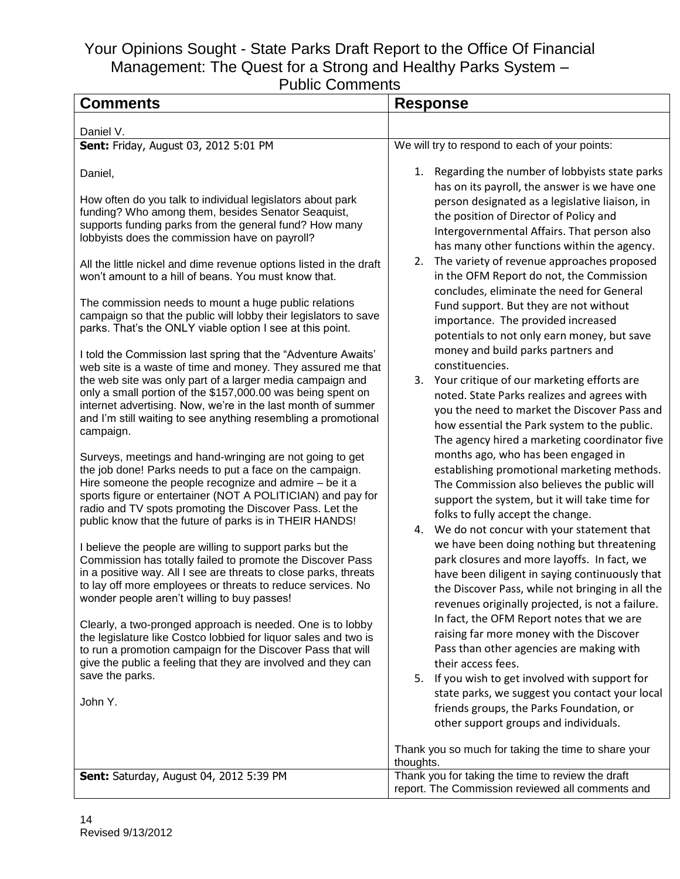# Your Opinions Sought - State Parks Draft Report to the Office Of Financial Management: The Quest for a Strong and Healthy Parks System – Public Comments

| Comments | Response |
|---|---|
| Daniel V. | |
| **Sent:** Friday, August 03, 2012 5:01 PM<br><br>Daniel,<br><br>How often do you talk to individual legislators about park funding? Who among them, besides Senator Seaquist, supports funding parks from the general fund? How many lobbyists does the commission have on payroll?<br><br>All the little nickel and dime revenue options listed in the draft won't amount to a hill of beans. You must know that.<br><br>The commission needs to mount a huge public relations campaign so that the public will lobby their legislators to save parks. That's the ONLY viable option I see at this point.<br><br>I told the Commission last spring that the "Adventure Awaits' web site is a waste of time and money. They assured me that the web site was only part of a larger media campaign and only a small portion of the $157,000.00 was being spent on internet advertising. Now, we're in the last month of summer and I'm still waiting to see anything resembling a promotional campaign.<br><br>Surveys, meetings and hand-wringing are not going to get the job done! Parks needs to put a face on the campaign. Hire someone the people recognize and admire – be it a sports figure or entertainer (NOT A POLITICIAN) and pay for radio and TV spots promoting the Discover Pass. Let the public know that the future of parks is in THEIR HANDS!<br><br>I believe the people are willing to support parks but the Commission has totally failed to promote the Discover Pass in a positive way. All I see are threats to close parks, threats to lay off more employees or threats to reduce services. No wonder people aren't willing to buy passes!<br><br>Clearly, a two-pronged approach is needed. One is to lobby the legislature like Costco lobbied for liquor sales and two is to run a promotion campaign for the Discover Pass that will give the public a feeling that they are involved and they can save the parks.<br><br>John Y. | We will try to respond to each of your points:<br><br>1. Regarding the number of lobbyists state parks has on its payroll, the answer is we have one person designated as a legislative liaison, in the position of Director of Policy and Intergovernmental Affairs. That person also has many other functions within the agency.<br>2. The variety of revenue approaches proposed in the OFM Report do not, the Commission concludes, eliminate the need for General Fund support. But they are not without importance. The provided increased potentials to not only earn money, but save money and build parks partners and constituencies.<br>3. Your critique of our marketing efforts are noted. State Parks realizes and agrees with you the need to market the Discover Pass and how essential the Park system to the public. The agency hired a marketing coordinator five months ago, who has been engaged in establishing promotional marketing methods. The Commission also believes the public will support the system, but it will take time for folks to fully accept the change.<br>4. We do not concur with your statement that we have been doing nothing but threatening park closures and more layoffs. In fact, we have been diligent in saying continuously that the Discover Pass, while not bringing in all the revenues originally projected, is not a failure. In fact, the OFM Report notes that we are raising far more money with the Discover Pass than other agencies are making with their access fees.<br>5. If you wish to get involved with support for state parks, we suggest you contact your local friends groups, the Parks Foundation, or other support groups and individuals.<br><br>Thank you so much for taking the time to share your thoughts. |
| **Sent:** Saturday, August 04, 2012 5:39 PM | Thank you for taking the time to review the draft report. The Commission reviewed all comments and |

Revised 9/13/2012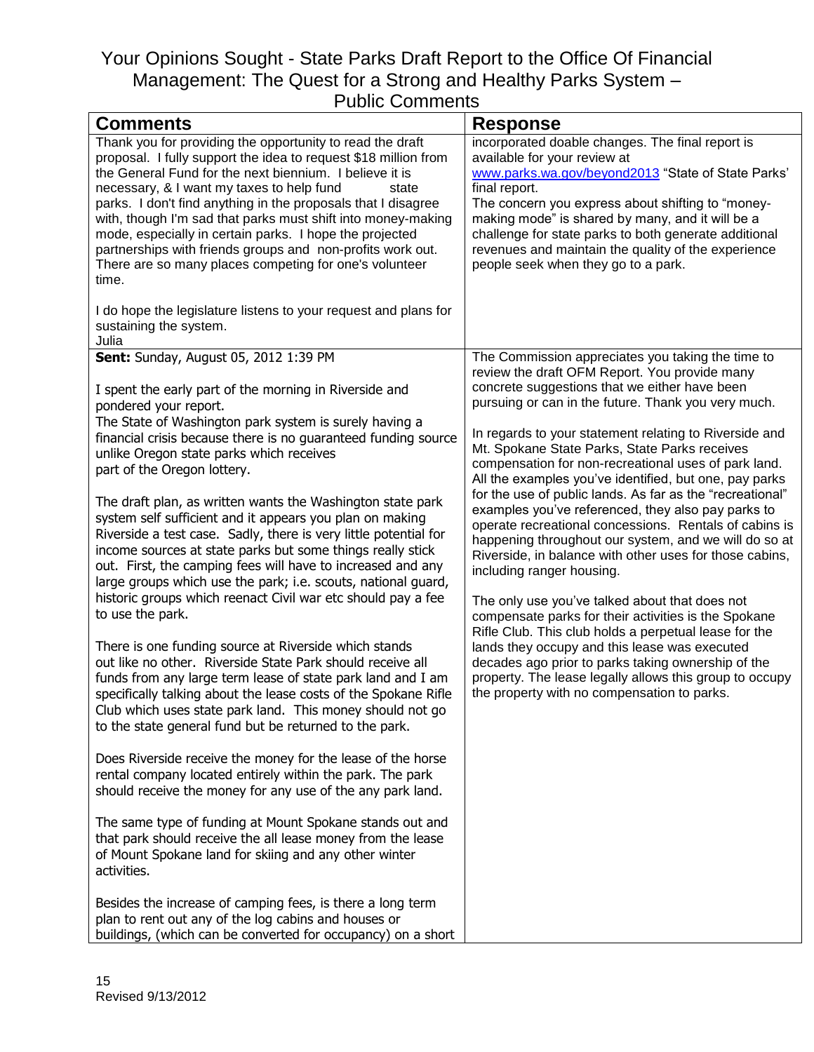# Your Opinions Sought - State Parks Draft Report to the Office Of Financial Management: The Quest for a Strong and Healthy Parks System – Public Comments

| Comments | Response |
|---|---|
| Thank you for providing the opportunity to read the draft proposal. I fully support the idea to request $18 million from the General Fund for the next biennium. I believe it is necessary, & I want my taxes to help fund state parks. I don't find anything in the proposals that I disagree with, though I'm sad that parks must shift into money-making mode, especially in certain parks. I hope the projected partnerships with friends groups and non-profits work out. There are so many places competing for one's volunteer time.<br><br>I do hope the legislature listens to your request and plans for sustaining the system.<br>Julia | incorporated doable changes. The final report is available for your review at www.parks.wa.gov/beyond2013 "State of State Parks' final report.<br>The concern you express about shifting to "money-making mode" is shared by many, and it will be a challenge for state parks to both generate additional revenues and maintain the quality of the experience people seek when they go to a park. |
| **Sent:** Sunday, August 05, 2012 1:39 PM<br><br>I spent the early part of the morning in Riverside and pondered your report.<br>The State of Washington park system is surely having a financial crisis because there is no guaranteed funding source unlike Oregon state parks which receives part of the Oregon lottery.<br><br>The draft plan, as written wants the Washington state park system self sufficient and it appears you plan on making Riverside a test case. Sadly, there is very little potential for income sources at state parks but some things really stick out. First, the camping fees will have to increased and any large groups which use the park; i.e. scouts, national guard, historic groups which reenact Civil war etc should pay a fee to use the park.<br><br>There is one funding source at Riverside which stands out like no other. Riverside State Park should receive all funds from any large term lease of state park land and I am specifically talking about the lease costs of the Spokane Rifle Club which uses state park land. This money should not go to the state general fund but be returned to the park.<br><br>Does Riverside receive the money for the lease of the horse rental company located entirely within the park. The park should receive the money for any use of the any park land.<br><br>The same type of funding at Mount Spokane stands out and that park should receive the all lease money from the lease of Mount Spokane land for skiing and any other winter activities.<br><br>Besides the increase of camping fees, is there a long term plan to rent out any of the log cabins and houses or buildings, (which can be converted for occupancy) on a short | The Commission appreciates you taking the time to review the draft OFM Report. You provide many concrete suggestions that we either have been pursuing or can in the future. Thank you very much.<br><br>In regards to your statement relating to Riverside and Mt. Spokane State Parks, State Parks receives compensation for non-recreational uses of park land. All the examples you've identified, but one, pay parks for the use of public lands. As far as the "recreational" examples you've referenced, they also pay parks to operate recreational concessions. Rentals of cabins is happening throughout our system, and we will do so at Riverside, in balance with other uses for those cabins, including ranger housing.<br><br>The only use you've talked about that does not compensate parks for their activities is the Spokane Rifle Club. This club holds a perpetual lease for the lands they occupy and this lease was executed decades ago prior to parks taking ownership of the property. The lease legally allows this group to occupy the property with no compensation to parks. |

Revised 9/13/2012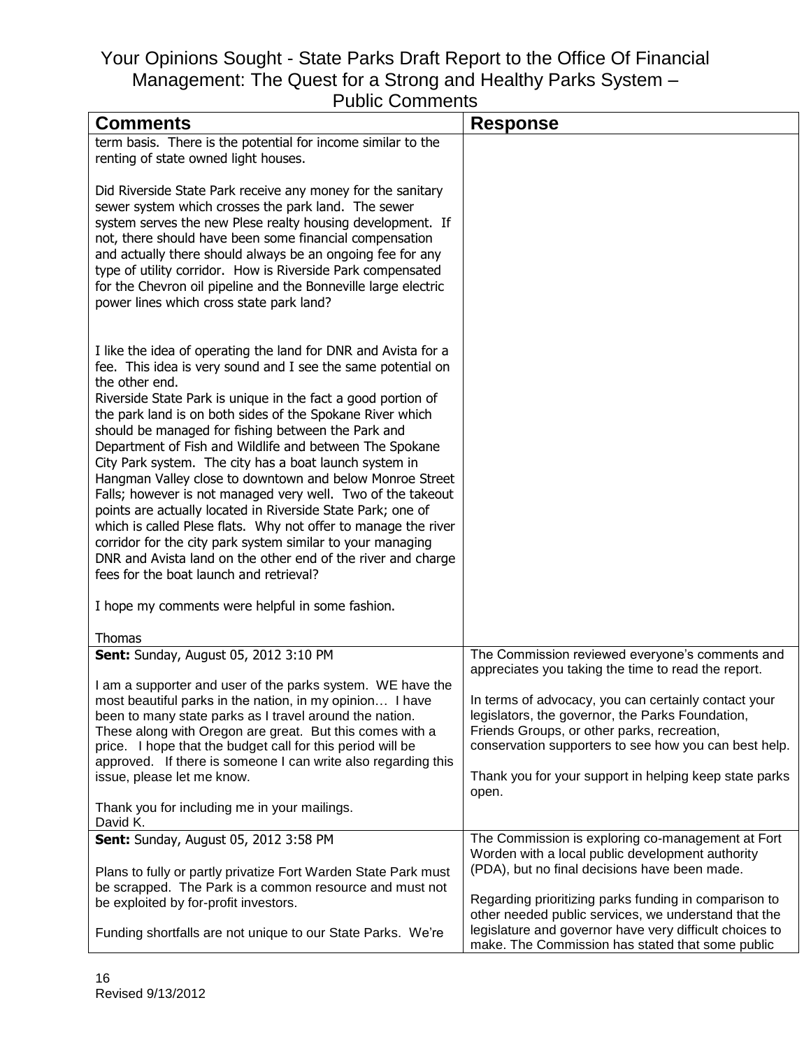Your Opinions Sought - State Parks Draft Report to the Office Of Financial Management: The Quest for a Strong and Healthy Parks System – Public Comments

| Comments | Response |
|---|---|
| term basis. There is the potential for income similar to the renting of state owned light houses.<br><br>Did Riverside State Park receive any money for the sanitary sewer system which crosses the park land. The sewer system serves the new Plese realty housing development. If not, there should have been some financial compensation and actually there should always be an ongoing fee for any type of utility corridor. How is Riverside Park compensated for the Chevron oil pipeline and the Bonneville large electric power lines which cross state park land?<br><br>I like the idea of operating the land for DNR and Avista for a fee. This idea is very sound and I see the same potential on the other end.<br>Riverside State Park is unique in the fact a good portion of the park land is on both sides of the Spokane River which should be managed for fishing between the Park and Department of Fish and Wildlife and between The Spokane City Park system. The city has a boat launch system in Hangman Valley close to downtown and below Monroe Street Falls; however is not managed very well. Two of the takeout points are actually located in Riverside State Park; one of which is called Plese flats. Why not offer to manage the river corridor for the city park system similar to your managing DNR and Avista land on the other end of the river and charge fees for the boat launch and retrieval?<br><br>I hope my comments were helpful in some fashion.<br><br>Thomas | |
| **Sent:** Sunday, August 05, 2012 3:10 PM<br><br>I am a supporter and user of the parks system. WE have the most beautiful parks in the nation, in my opinion… I have been to many state parks as I travel around the nation. These along with Oregon are great. But this comes with a price. I hope that the budget call for this period will be approved. If there is someone I can write also regarding this issue, please let me know.<br><br>Thank you for including me in your mailings.<br>David K. | The Commission reviewed everyone's comments and appreciates you taking the time to read the report.<br><br>In terms of advocacy, you can certainly contact your legislators, the governor, the Parks Foundation, Friends Groups, or other parks, recreation, conservation supporters to see how you can best help.<br><br>Thank you for your support in helping keep state parks open. |
| **Sent:** Sunday, August 05, 2012 3:58 PM<br><br>Plans to fully or partly privatize Fort Warden State Park must be scrapped. The Park is a common resource and must not be exploited by for-profit investors.<br><br>Funding shortfalls are not unique to our State Parks. We're | The Commission is exploring co-management at Fort Worden with a local public development authority (PDA), but no final decisions have been made.<br><br>Regarding prioritizing parks funding in comparison to other needed public services, we understand that the legislature and governor have very difficult choices to make. The Commission has stated that some public |

Revised 9/13/2012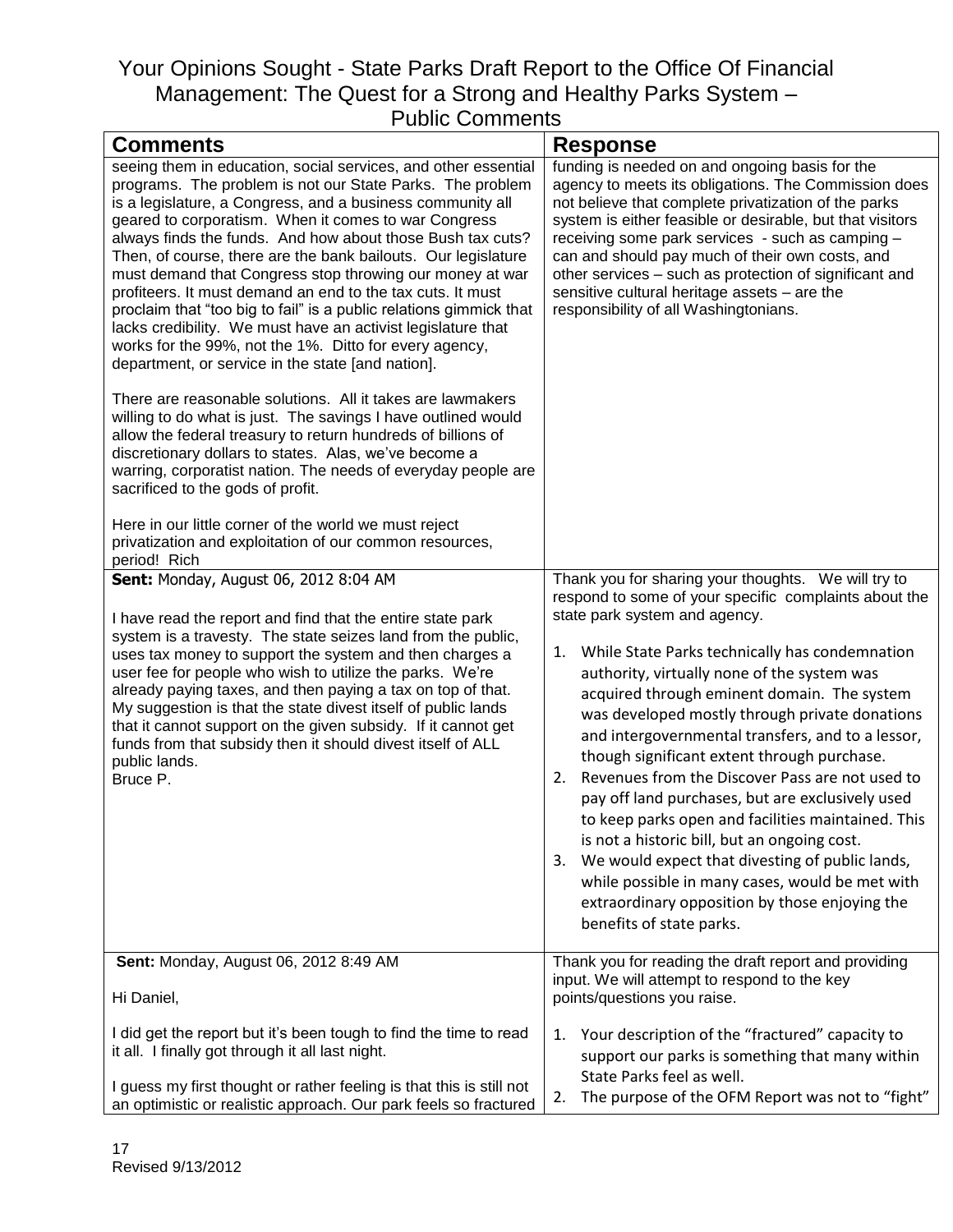# Your Opinions Sought - State Parks Draft Report to the Office Of Financial Management: The Quest for a Strong and Healthy Parks System – Public Comments

| Comments | Response |
|---|---|
| seeing them in education, social services, and other essential programs. The problem is not our State Parks. The problem is a legislature, a Congress, and a business community all geared to corporatism. When it comes to war Congress always finds the funds. And how about those Bush tax cuts? Then, of course, there are the bank bailouts. Our legislature must demand that Congress stop throwing our money at war profiteers. It must demand an end to the tax cuts. It must proclaim that "too big to fail" is a public relations gimmick that lacks credibility. We must have an activist legislature that works for the 99%, not the 1%. Ditto for every agency, department, or service in the state [and nation].<br><br>There are reasonable solutions. All it takes are lawmakers willing to do what is just. The savings I have outlined would allow the federal treasury to return hundreds of billions of discretionary dollars to states. Alas, we've become a warring, corporatist nation. The needs of everyday people are sacrificed to the gods of profit.<br><br>Here in our little corner of the world we must reject privatization and exploitation of our common resources, period! Rich | funding is needed on and ongoing basis for the agency to meets its obligations. The Commission does not believe that complete privatization of the parks system is either feasible or desirable, but that visitors receiving some park services - such as camping – can and should pay much of their own costs, and other services – such as protection of significant and sensitive cultural heritage assets – are the responsibility of all Washingtonians. |
| **Sent:** Monday, August 06, 2012 8:04 AM<br><br>I have read the report and find that the entire state park system is a travesty. The state seizes land from the public, uses tax money to support the system and then charges a user fee for people who wish to utilize the parks. We're already paying taxes, and then paying a tax on top of that. My suggestion is that the state divest itself of public lands that it cannot support on the given subsidy. If it cannot get funds from that subsidy then it should divest itself of ALL public lands.<br>Bruce P. | Thank you for sharing your thoughts. We will try to respond to some of your specific complaints about the state park system and agency.<br><br>1. While State Parks technically has condemnation authority, virtually none of the system was acquired through eminent domain. The system was developed mostly through private donations and intergovernmental transfers, and to a lessor, though significant extent through purchase.<br>2. Revenues from the Discover Pass are not used to pay off land purchases, but are exclusively used to keep parks open and facilities maintained. This is not a historic bill, but an ongoing cost.<br>3. We would expect that divesting of public lands, while possible in many cases, would be met with extraordinary opposition by those enjoying the benefits of state parks. |
| **Sent:** Monday, August 06, 2012 8:49 AM<br><br>Hi Daniel,<br><br>I did get the report but it's been tough to find the time to read it all. I finally got through it all last night.<br><br>I guess my first thought or rather feeling is that this is still not an optimistic or realistic approach. Our park feels so fractured | Thank you for reading the draft report and providing input. We will attempt to respond to the key points/questions you raise.<br><br>1. Your description of the "fractured" capacity to support our parks is something that many within State Parks feel as well.<br>2. The purpose of the OFM Report was not to "fight" |

Revised 9/13/2012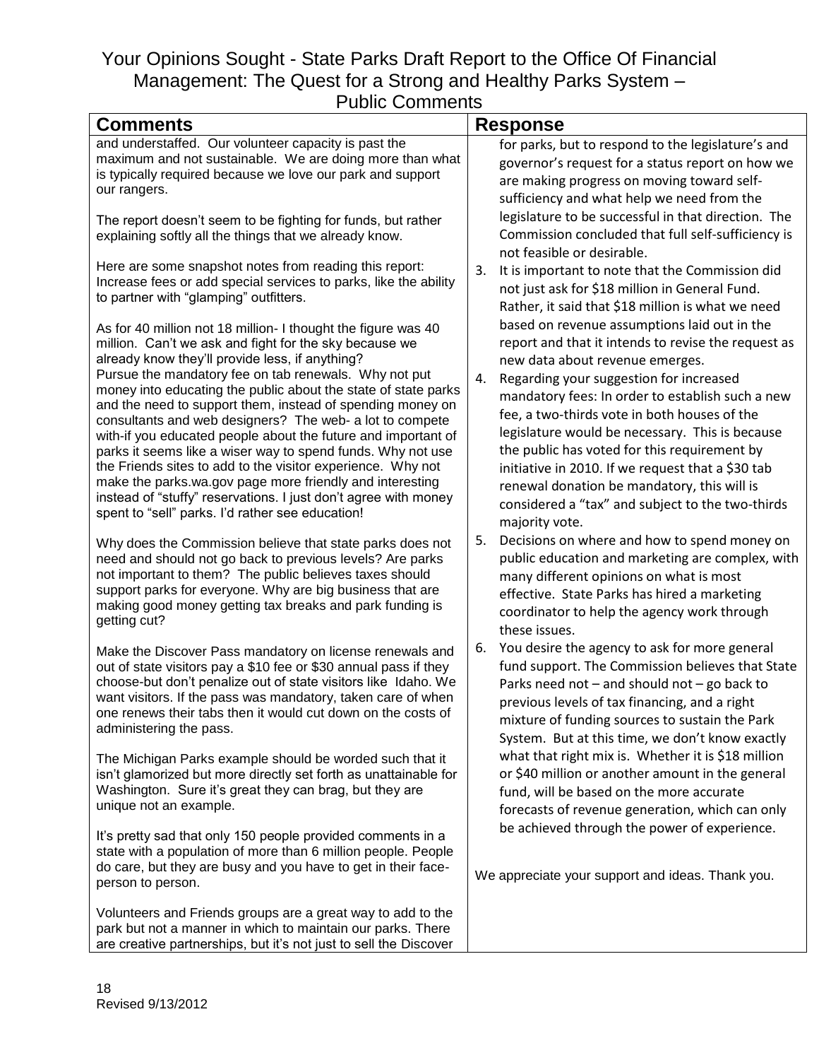# Your Opinions Sought - State Parks Draft Report to the Office Of Financial Management: The Quest for a Strong and Healthy Parks System – Public Comments

| Comments | Response |
|---|---|
| and understaffed. Our volunteer capacity is past the maximum and not sustainable. We are doing more than what is typically required because we love our park and support our rangers.<br><br>The report doesn't seem to be fighting for funds, but rather explaining softly all the things that we already know.<br><br>Here are some snapshot notes from reading this report: Increase fees or add special services to parks, like the ability to partner with "glamping" outfitters.<br><br>As for 40 million not 18 million- I thought the figure was 40 million. Can't we ask and fight for the sky because we already know they'll provide less, if anything?<br>Pursue the mandatory fee on tab renewals. Why not put money into educating the public about the state of state parks and the need to support them, instead of spending money on consultants and web designers? The web- a lot to compete with-if you educated people about the future and important of parks it seems like a wiser way to spend funds. Why not use the Friends sites to add to the visitor experience. Why not make the parks.wa.gov page more friendly and interesting instead of "stuffy" reservations. I just don't agree with money spent to "sell" parks. I'd rather see education!<br><br>Why does the Commission believe that state parks does not need and should not go back to previous levels? Are parks not important to them? The public believes taxes should support parks for everyone. Why are big business that are making good money getting tax breaks and park funding is getting cut?<br><br>Make the Discover Pass mandatory on license renewals and out of state visitors pay a $10 fee or $30 annual pass if they choose-but don't penalize out of state visitors like Idaho. We want visitors. If the pass was mandatory, taken care of when one renews their tabs then it would cut down on the costs of administering the pass.<br><br>The Michigan Parks example should be worded such that it isn't glamorized but more directly set forth as unattainable for Washington. Sure it's great they can brag, but they are unique not an example.<br><br>It's pretty sad that only 150 people provided comments in a state with a population of more than 6 million people. People do care, but they are busy and you have to get in their face-person to person.<br><br>Volunteers and Friends groups are a great way to add to the park but not a manner in which to maintain our parks. There are creative partnerships, but it's not just to sell the Discover | for parks, but to respond to the legislature's and governor's request for a status report on how we are making progress on moving toward self-sufficiency and what help we need from the legislature to be successful in that direction. The Commission concluded that full self-sufficiency is not feasible or desirable.<br>3. It is important to note that the Commission did not just ask for $18 million in General Fund. Rather, it said that $18 million is what we need based on revenue assumptions laid out in the report and that it intends to revise the request as new data about revenue emerges.<br>4. Regarding your suggestion for increased mandatory fees: In order to establish such a new fee, a two-thirds vote in both houses of the legislature would be necessary. This is because the public has voted for this requirement by initiative in 2010. If we request that a $30 tab renewal donation be mandatory, this will is considered a "tax" and subject to the two-thirds majority vote.<br>5. Decisions on where and how to spend money on public education and marketing are complex, with many different opinions on what is most effective. State Parks has hired a marketing coordinator to help the agency work through these issues.<br>6. You desire the agency to ask for more general fund support. The Commission believes that State Parks need not – and should not – go back to previous levels of tax financing, and a right mixture of funding sources to sustain the Park System. But at this time, we don't know exactly what that right mix is. Whether it is $18 million or $40 million or another amount in the general fund, will be based on the more accurate forecasts of revenue generation, which can only be achieved through the power of experience.<br><br>We appreciate your support and ideas. Thank you. |

Revised 9/13/2012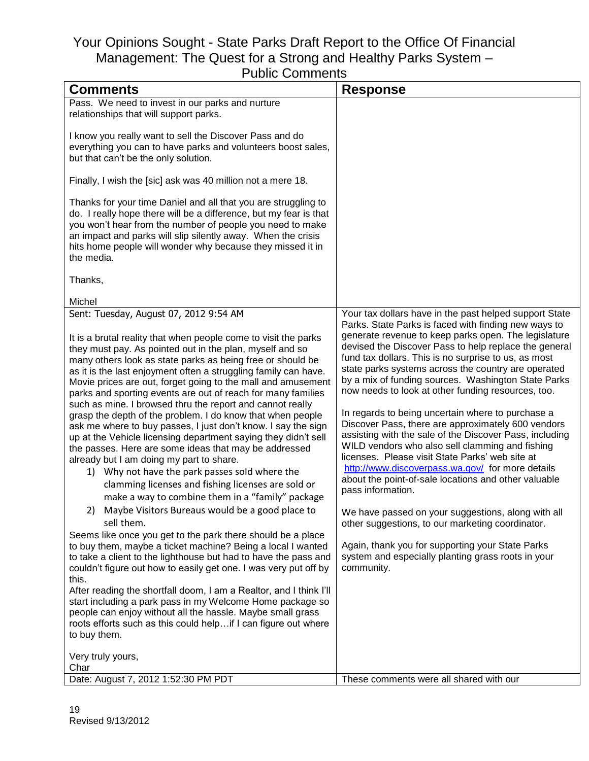# Your Opinions Sought - State Parks Draft Report to the Office Of Financial Management: The Quest for a Strong and Healthy Parks System – Public Comments

| Comments | Response |
|---|---|
| Pass. We need to invest in our parks and nurture relationships that will support parks.<br><br>I know you really want to sell the Discover Pass and do everything you can to have parks and volunteers boost sales, but that can't be the only solution.<br><br>Finally, I wish the [sic] ask was 40 million not a mere 18.<br><br>Thanks for your time Daniel and all that you are struggling to do. I really hope there will be a difference, but my fear is that you won't hear from the number of people you need to make an impact and parks will slip silently away. When the crisis hits home people will wonder why because they missed it in the media.<br><br>Thanks,<br><br>Michel | |
| Sent: Tuesday, August 07, 2012 9:54 AM<br><br>It is a brutal reality that when people come to visit the parks they must pay. As pointed out in the plan, myself and so many others look as state parks as being free or should be as it is the last enjoyment often a struggling family can have. Movie prices are out, forget going to the mall and amusement parks and sporting events are out of reach for many families such as mine. I browsed thru the report and cannot really grasp the depth of the problem. I do know that when people ask me where to buy passes, I just don't know. I say the sign up at the Vehicle licensing department saying they didn't sell the passes. Here are some ideas that may be addressed already but I am doing my part to share.<br>1) Why not have the park passes sold where the clamming licenses and fishing licenses are sold or make a way to combine them in a "family" package<br>2) Maybe Visitors Bureaus would be a good place to sell them.<br>Seems like once you get to the park there should be a place to buy them, maybe a ticket machine? Being a local I wanted to take a client to the lighthouse but had to have the pass and couldn't figure out how to easily get one. I was very put off by this.<br>After reading the shortfall doom, I am a Realtor, and I think I'll start including a park pass in my Welcome Home package so people can enjoy without all the hassle. Maybe small grass roots efforts such as this could help…if I can figure out where to buy them.<br><br>Very truly yours,<br>Char | Your tax dollars have in the past helped support State Parks. State Parks is faced with finding new ways to generate revenue to keep parks open. The legislature devised the Discover Pass to help replace the general fund tax dollars. This is no surprise to us, as most state parks systems across the country are operated by a mix of funding sources. Washington State Parks now needs to look at other funding resources, too.<br><br>In regards to being uncertain where to purchase a Discover Pass, there are approximately 600 vendors assisting with the sale of the Discover Pass, including WILD vendors who also sell clamming and fishing licenses. Please visit State Parks' web site at http://www.discoverpass.wa.gov/ for more details about the point-of-sale locations and other valuable pass information.<br><br>We have passed on your suggestions, along with all other suggestions, to our marketing coordinator.<br><br>Again, thank you for supporting your State Parks system and especially planting grass roots in your community. |
| Date: August 7, 2012 1:52:30 PM PDT | These comments were all shared with our |

Revised 9/13/2012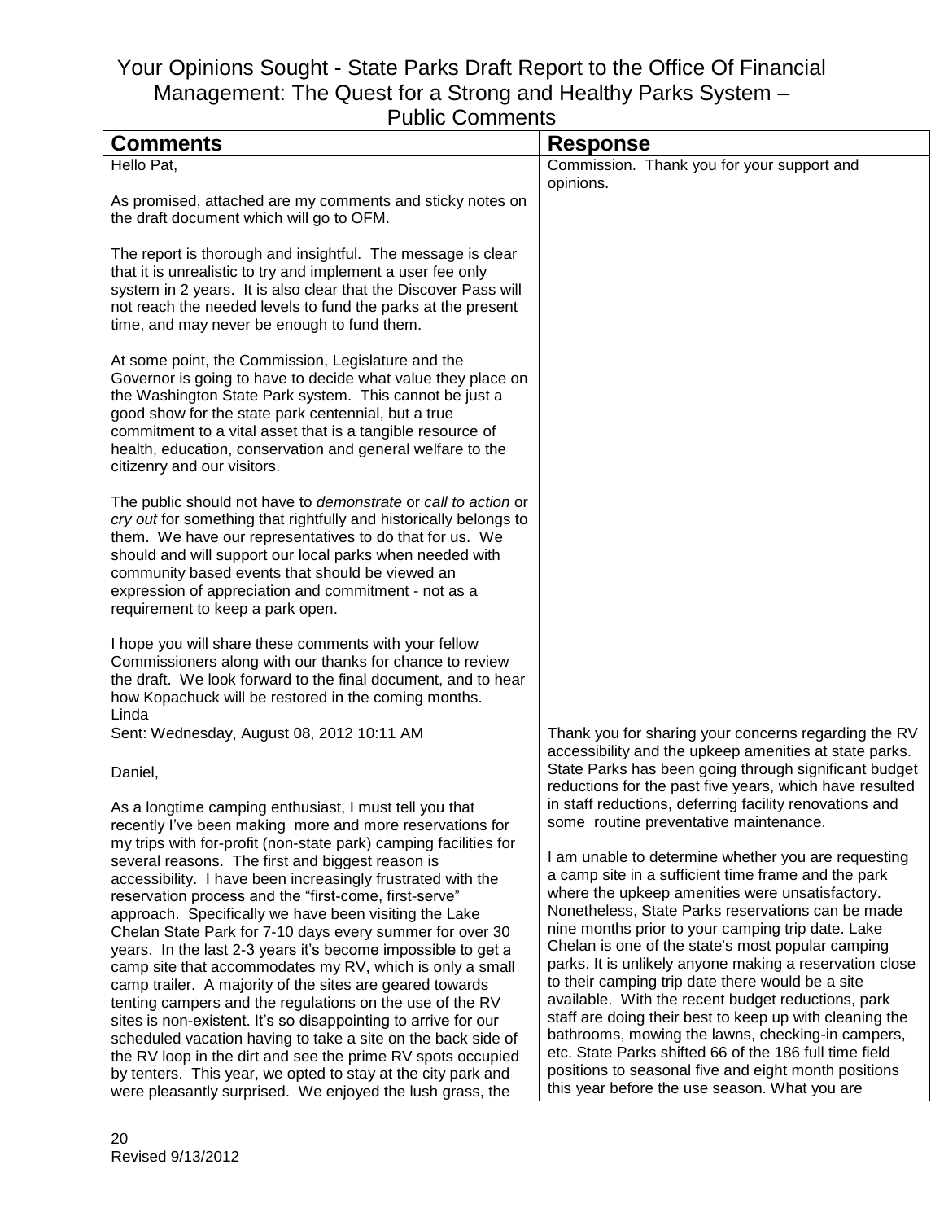# Your Opinions Sought - State Parks Draft Report to the Office Of Financial Management: The Quest for a Strong and Healthy Parks System – Public Comments

| Comments | Response |
|---|---|
| Hello Pat,<br><br>As promised, attached are my comments and sticky notes on the draft document which will go to OFM.<br><br>The report is thorough and insightful. The message is clear that it is unrealistic to try and implement a user fee only system in 2 years. It is also clear that the Discover Pass will not reach the needed levels to fund the parks at the present time, and may never be enough to fund them.<br><br>At some point, the Commission, Legislature and the Governor is going to have to decide what value they place on the Washington State Park system. This cannot be just a good show for the state park centennial, but a true commitment to a vital asset that is a tangible resource of health, education, conservation and general welfare to the citizenry and our visitors.<br><br>The public should not have to *demonstrate* or *call to action* or *cry out* for something that rightfully and historically belongs to them. We have our representatives to do that for us. We should and will support our local parks when needed with community based events that should be viewed an expression of appreciation and commitment - not as a requirement to keep a park open.<br><br>I hope you will share these comments with your fellow Commissioners along with our thanks for chance to review the draft. We look forward to the final document, and to hear how Kopachuck will be restored in the coming months.<br>Linda | Commission. Thank you for your support and opinions. |
| Sent: Wednesday, August 08, 2012 10:11 AM<br><br>Daniel,<br><br>As a longtime camping enthusiast, I must tell you that recently I've been making more and more reservations for my trips with for-profit (non-state park) camping facilities for several reasons. The first and biggest reason is accessibility. I have been increasingly frustrated with the reservation process and the "first-come, first-serve" approach. Specifically we have been visiting the Lake Chelan State Park for 7-10 days every summer for over 30 years. In the last 2-3 years it's become impossible to get a camp site that accommodates my RV, which is only a small camp trailer. A majority of the sites are geared towards tenting campers and the regulations on the use of the RV sites is non-existent. It's so disappointing to arrive for our scheduled vacation having to take a site on the back side of the RV loop in the dirt and see the prime RV spots occupied by tenters. This year, we opted to stay at the city park and were pleasantly surprised. We enjoyed the lush grass, the | Thank you for sharing your concerns regarding the RV accessibility and the upkeep amenities at state parks. State Parks has been going through significant budget reductions for the past five years, which have resulted in staff reductions, deferring facility renovations and some routine preventative maintenance.<br><br>I am unable to determine whether you are requesting a camp site in a sufficient time frame and the park where the upkeep amenities were unsatisfactory. Nonetheless, State Parks reservations can be made nine months prior to your camping trip date. Lake Chelan is one of the state's most popular camping parks. It is unlikely anyone making a reservation close to their camping trip date there would be a site available. With the recent budget reductions, park staff are doing their best to keep up with cleaning the bathrooms, mowing the lawns, checking-in campers, etc. State Parks shifted 66 of the 186 full time field positions to seasonal five and eight month positions this year before the use season. What you are |

Revised 9/13/2012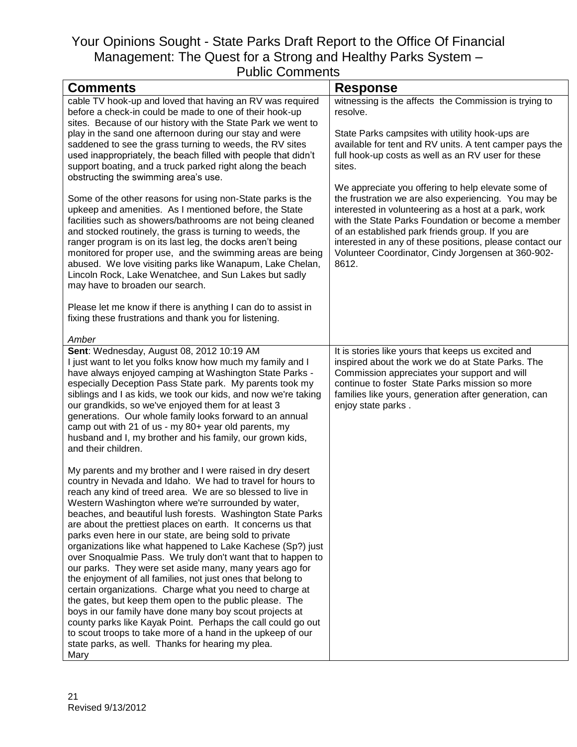# Your Opinions Sought - State Parks Draft Report to the Office Of Financial Management: The Quest for a Strong and Healthy Parks System – Public Comments

| Comments | Response |
| --- | --- |
| cable TV hook-up and loved that having an RV was required before a check-in could be made to one of their hook-up sites. Because of our history with the State Park we went to play in the sand one afternoon during our stay and were saddened to see the grass turning to weeds, the RV sites used inappropriately, the beach filled with people that didn't support boating, and a truck parked right along the beach obstructing the swimming area's use.<br><br>Some of the other reasons for using non-State parks is the upkeep and amenities. As I mentioned before, the State facilities such as showers/bathrooms are not being cleaned and stocked routinely, the grass is turning to weeds, the ranger program is on its last leg, the docks aren't being monitored for proper use, and the swimming areas are being abused. We love visiting parks like Wanapum, Lake Chelan, Lincoln Rock, Lake Wenatchee, and Sun Lakes but sadly may have to broaden our search.<br><br>Please let me know if there is anything I can do to assist in fixing these frustrations and thank you for listening.<br><br>*Amber* | witnessing is the affects the Commission is trying to resolve.<br><br>State Parks campsites with utility hook-ups are available for tent and RV units. A tent camper pays the full hook-up costs as well as an RV user for these sites.<br><br>We appreciate you offering to help elevate some of the frustration we are also experiencing. You may be interested in volunteering as a host at a park, work with the State Parks Foundation or become a member of an established park friends group. If you are interested in any of these positions, please contact our Volunteer Coordinator, Cindy Jorgensen at 360-902-8612. |
| **Sent**: Wednesday, August 08, 2012 10:19 AM<br>I just want to let you folks know how much my family and I have always enjoyed camping at Washington State Parks - especially Deception Pass State park. My parents took my siblings and I as kids, we took our kids, and now we're taking our grandkids, so we've enjoyed them for at least 3 generations. Our whole family looks forward to an annual camp out with 21 of us - my 80+ year old parents, my husband and I, my brother and his family, our grown kids, and their children.<br><br>My parents and my brother and I were raised in dry desert country in Nevada and Idaho. We had to travel for hours to reach any kind of treed area. We are so blessed to live in Western Washington where we're surrounded by water, beaches, and beautiful lush forests. Washington State Parks are about the prettiest places on earth. It concerns us that parks even here in our state, are being sold to private organizations like what happened to Lake Kachese (Sp?) just over Snoqualmie Pass. We truly don't want that to happen to our parks. They were set aside many, many years ago for the enjoyment of all families, not just ones that belong to certain organizations. Charge what you need to charge at the gates, but keep them open to the public please. The boys in our family have done many boy scout projects at county parks like Kayak Point. Perhaps the call could go out to scout troops to take more of a hand in the upkeep of our state parks, as well. Thanks for hearing my plea.<br>Mary | It is stories like yours that keeps us excited and inspired about the work we do at State Parks. The Commission appreciates your support and will continue to foster State Parks mission so more families like yours, generation after generation, can enjoy state parks . |

Revised 9/13/2012